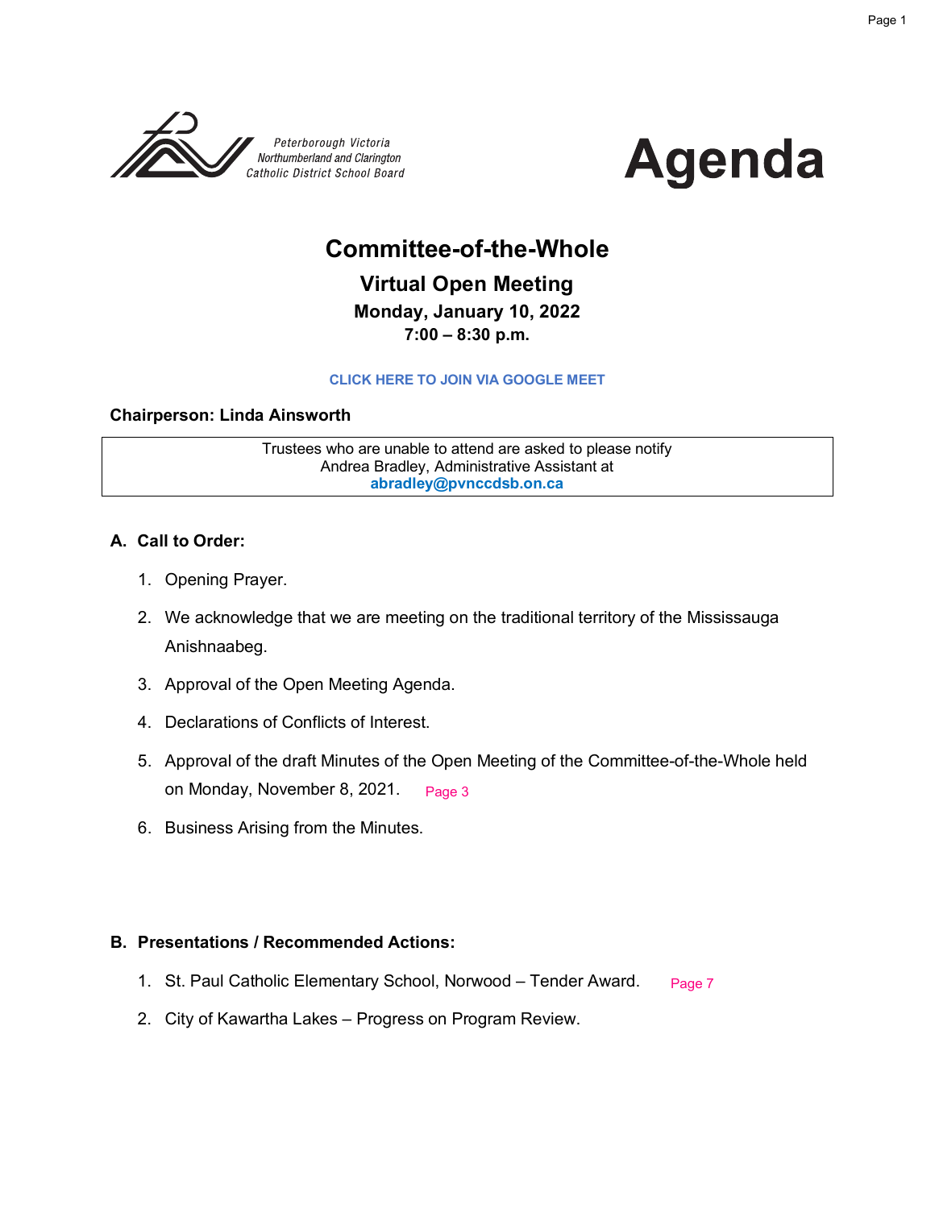Peterborough Victoria
Northumberland and Clarington
Catholic District School Board

# Agenda

## Committee-of-the-Whole

### Virtual Open Meeting

**Monday, January 10, 2022**

**7:00 – 8:30 p.m.**

**CLICK HERE TO JOIN VIA GOOGLE MEET**

**Chairperson: Linda Ainsworth**

| Trustees who are unable to attend are asked to please notify Andrea Bradley, Administrative Assistant at **abradley@pvnccdsb.on.ca** |
|---|

### A. Call to Order:

1. Opening Prayer.
2. We acknowledge that we are meeting on the traditional territory of the Mississauga Anishnaabeg.
3. Approval of the Open Meeting Agenda.
4. Declarations of Conflicts of Interest.
5. Approval of the draft Minutes of the Open Meeting of the Committee-of-the-Whole held on Monday, November 8, 2021. Page 3
6. Business Arising from the Minutes.

### B. Presentations / Recommended Actions:

1. St. Paul Catholic Elementary School, Norwood – Tender Award. Page 7
2. City of Kawartha Lakes – Progress on Program Review.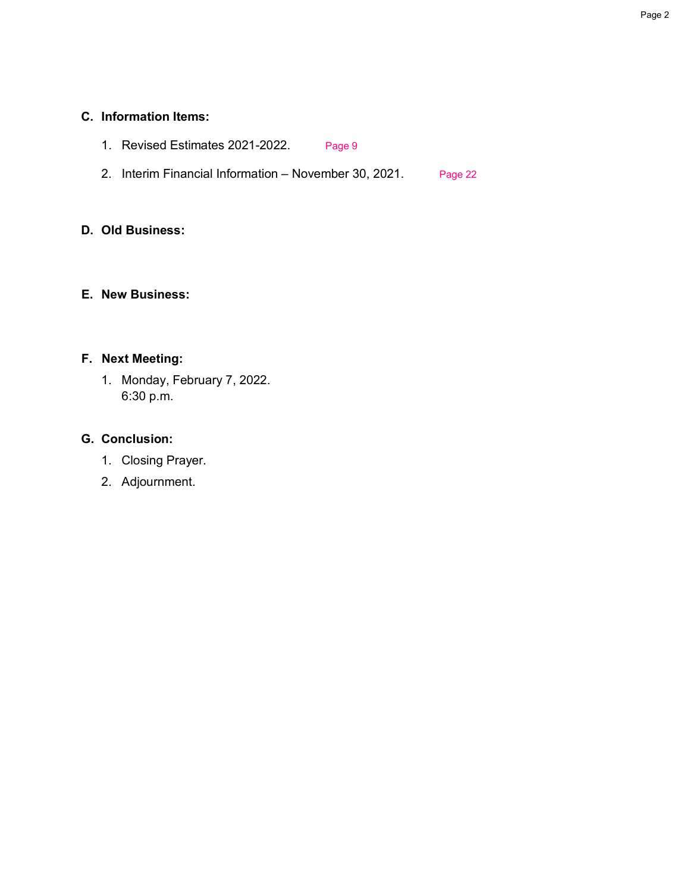**C. Information Items:**

1. Revised Estimates 2021-2022. Page 9

2. Interim Financial Information – November 30, 2021. Page 22

**D. Old Business:**

**E. New Business:**

**F. Next Meeting:**

1. Monday, February 7, 2022.
   6:30 p.m.

**G. Conclusion:**

1. Closing Prayer.
2. Adjournment.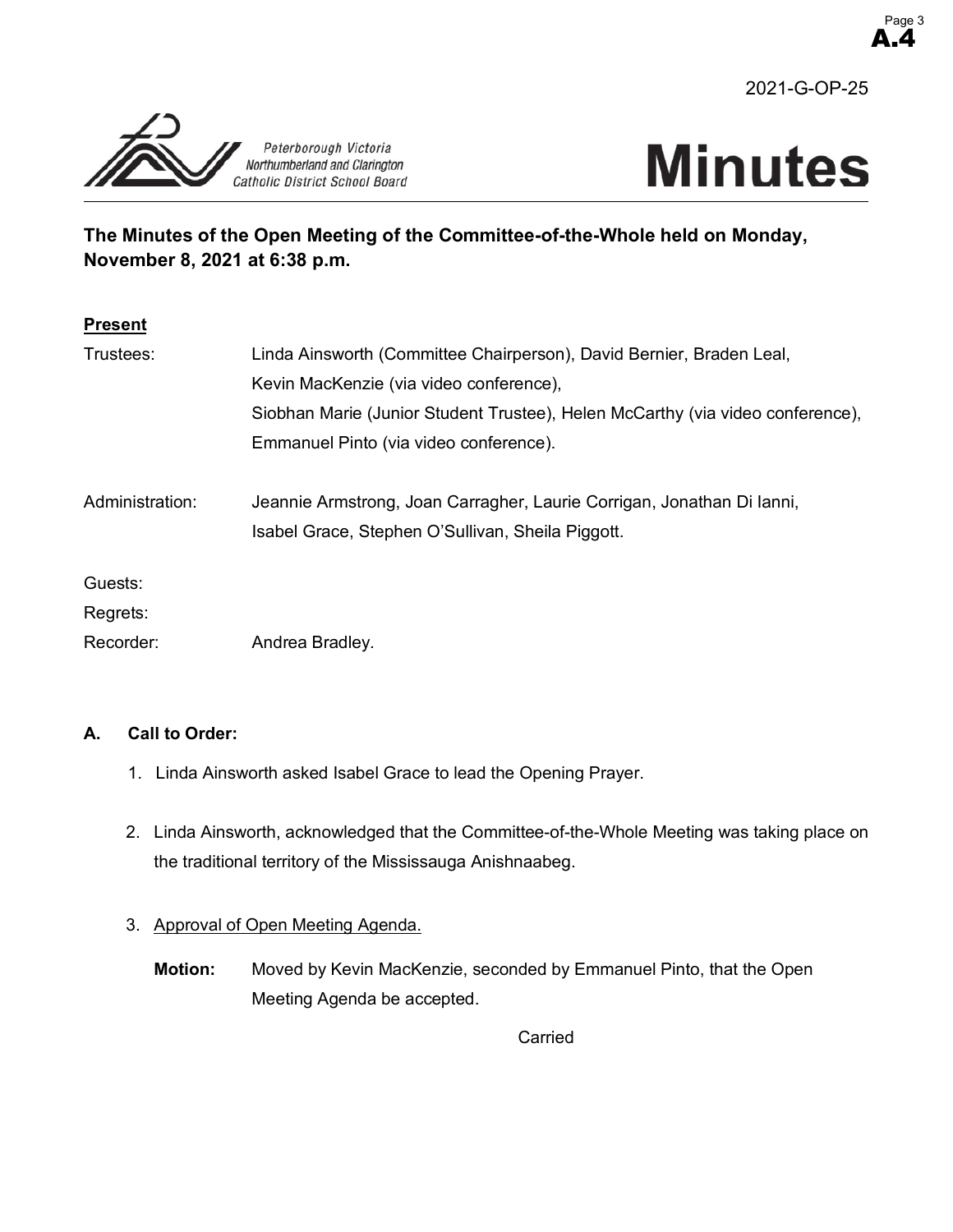A.4

2021-G-OP-25

Peterborough Victoria Northumberland and Clarington Catholic District School Board

# Minutes

**The Minutes of the Open Meeting of the Committee-of-the-Whole held on Monday, November 8, 2021 at 6:38 p.m.**

**Present**

| | |
|---|---|
| Trustees: | Linda Ainsworth (Committee Chairperson), David Bernier, Braden Leal, Kevin MacKenzie (via video conference), Siobhan Marie (Junior Student Trustee), Helen McCarthy (via video conference), Emmanuel Pinto (via video conference). |
| Administration: | Jeannie Armstrong, Joan Carragher, Laurie Corrigan, Jonathan Di Ianni, Isabel Grace, Stephen O'Sullivan, Sheila Piggott. |
| Guests: | |
| Regrets: | |
| Recorder: | Andrea Bradley. |

**A. Call to Order:**

1. Linda Ainsworth asked Isabel Grace to lead the Opening Prayer.

2. Linda Ainsworth, acknowledged that the Committee-of-the-Whole Meeting was taking place on the traditional territory of the Mississauga Anishnaabeg.

3. Approval of Open Meeting Agenda.

   **Motion:** Moved by Kevin MacKenzie, seconded by Emmanuel Pinto, that the Open Meeting Agenda be accepted.

   Carried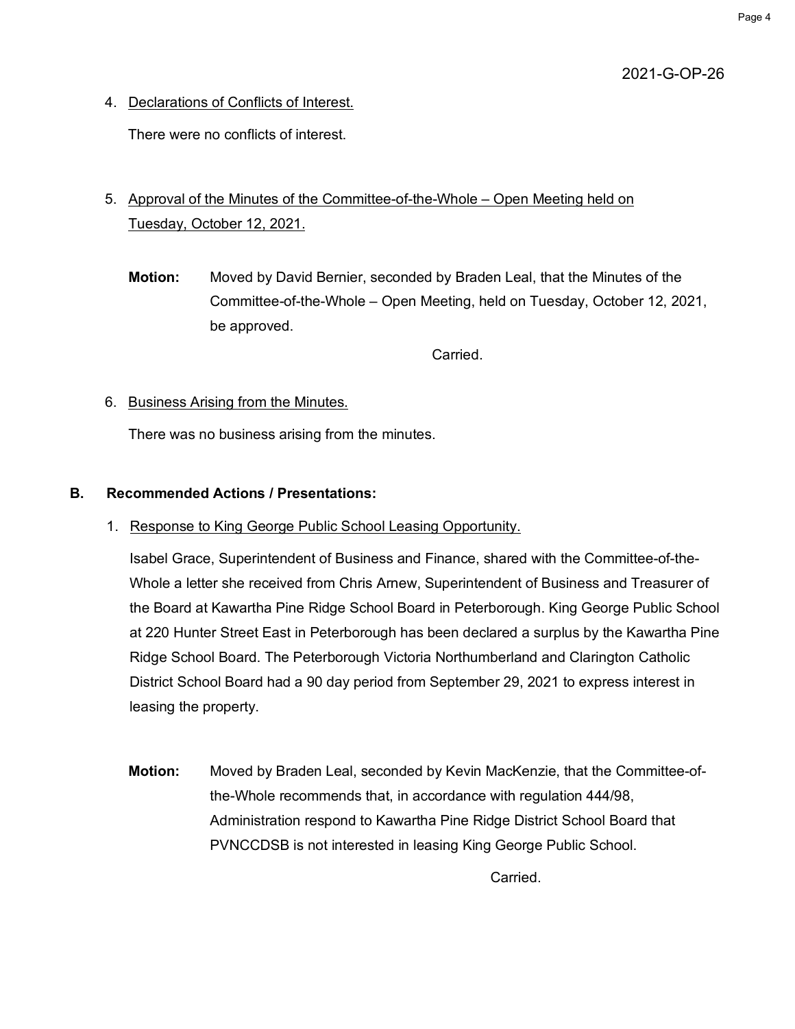2021-G-OP-26

4. Declarations of Conflicts of Interest.

   There were no conflicts of interest.

5. Approval of the Minutes of the Committee-of-the-Whole – Open Meeting held on Tuesday, October 12, 2021.

   **Motion:** Moved by David Bernier, seconded by Braden Leal, that the Minutes of the Committee-of-the-Whole – Open Meeting, held on Tuesday, October 12, 2021, be approved.

   Carried.

6. Business Arising from the Minutes.

   There was no business arising from the minutes.

**B. Recommended Actions / Presentations:**

1. Response to King George Public School Leasing Opportunity.

   Isabel Grace, Superintendent of Business and Finance, shared with the Committee-of-the-Whole a letter she received from Chris Arnew, Superintendent of Business and Treasurer of the Board at Kawartha Pine Ridge School Board in Peterborough. King George Public School at 220 Hunter Street East in Peterborough has been declared a surplus by the Kawartha Pine Ridge School Board. The Peterborough Victoria Northumberland and Clarington Catholic District School Board had a 90 day period from September 29, 2021 to express interest in leasing the property.

   **Motion:** Moved by Braden Leal, seconded by Kevin MacKenzie, that the Committee-of-the-Whole recommends that, in accordance with regulation 444/98, Administration respond to Kawartha Pine Ridge District School Board that PVNCCDSB is not interested in leasing King George Public School.

   Carried.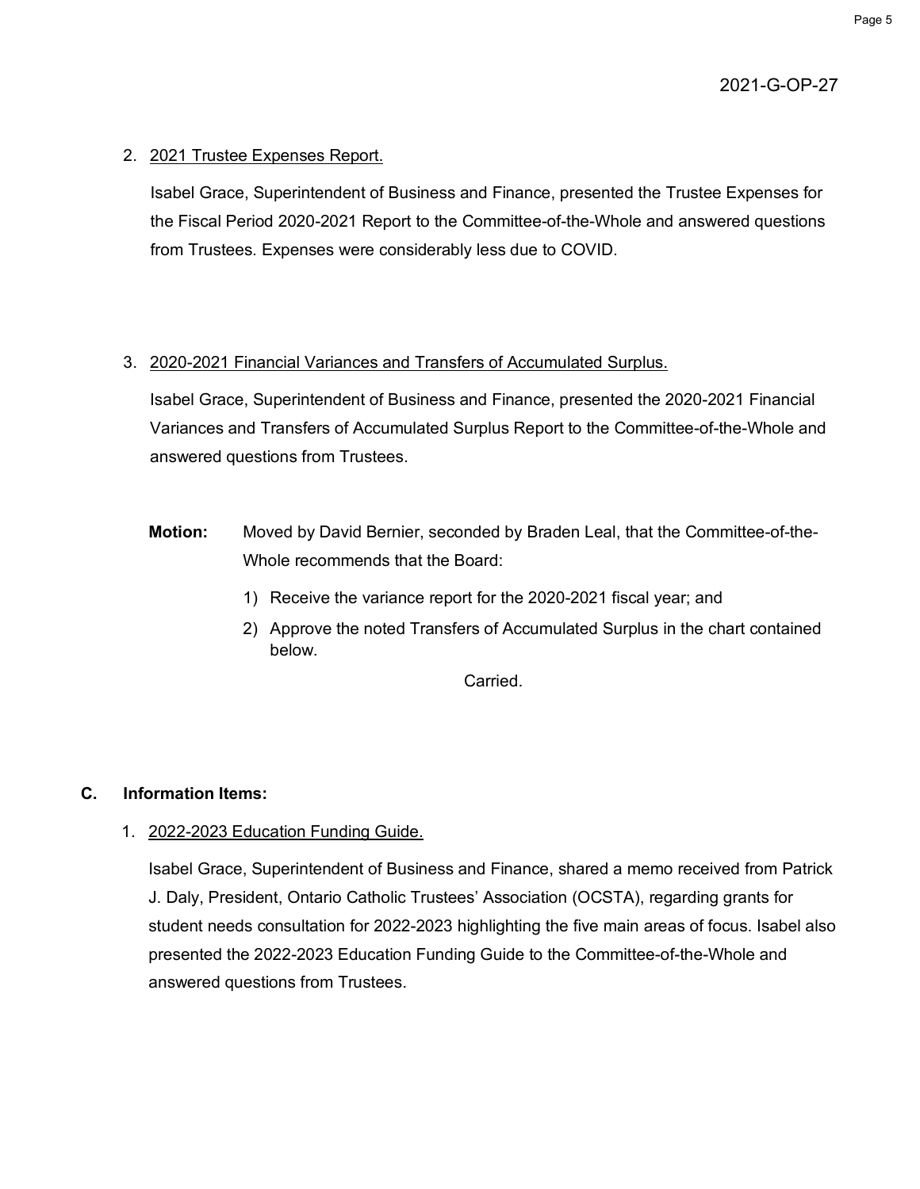2021-G-OP-27

2. 2021 Trustee Expenses Report.

   Isabel Grace, Superintendent of Business and Finance, presented the Trustee Expenses for the Fiscal Period 2020-2021 Report to the Committee-of-the-Whole and answered questions from Trustees. Expenses were considerably less due to COVID.

3. 2020-2021 Financial Variances and Transfers of Accumulated Surplus.

   Isabel Grace, Superintendent of Business and Finance, presented the 2020-2021 Financial Variances and Transfers of Accumulated Surplus Report to the Committee-of-the-Whole and answered questions from Trustees.

   **Motion:** Moved by David Bernier, seconded by Braden Leal, that the Committee-of-the-Whole recommends that the Board:

   1) Receive the variance report for the 2020-2021 fiscal year; and
   2) Approve the noted Transfers of Accumulated Surplus in the chart contained below.

   Carried.

## C. Information Items:

1. 2022-2023 Education Funding Guide.

   Isabel Grace, Superintendent of Business and Finance, shared a memo received from Patrick J. Daly, President, Ontario Catholic Trustees' Association (OCSTA), regarding grants for student needs consultation for 2022-2023 highlighting the five main areas of focus. Isabel also presented the 2022-2023 Education Funding Guide to the Committee-of-the-Whole and answered questions from Trustees.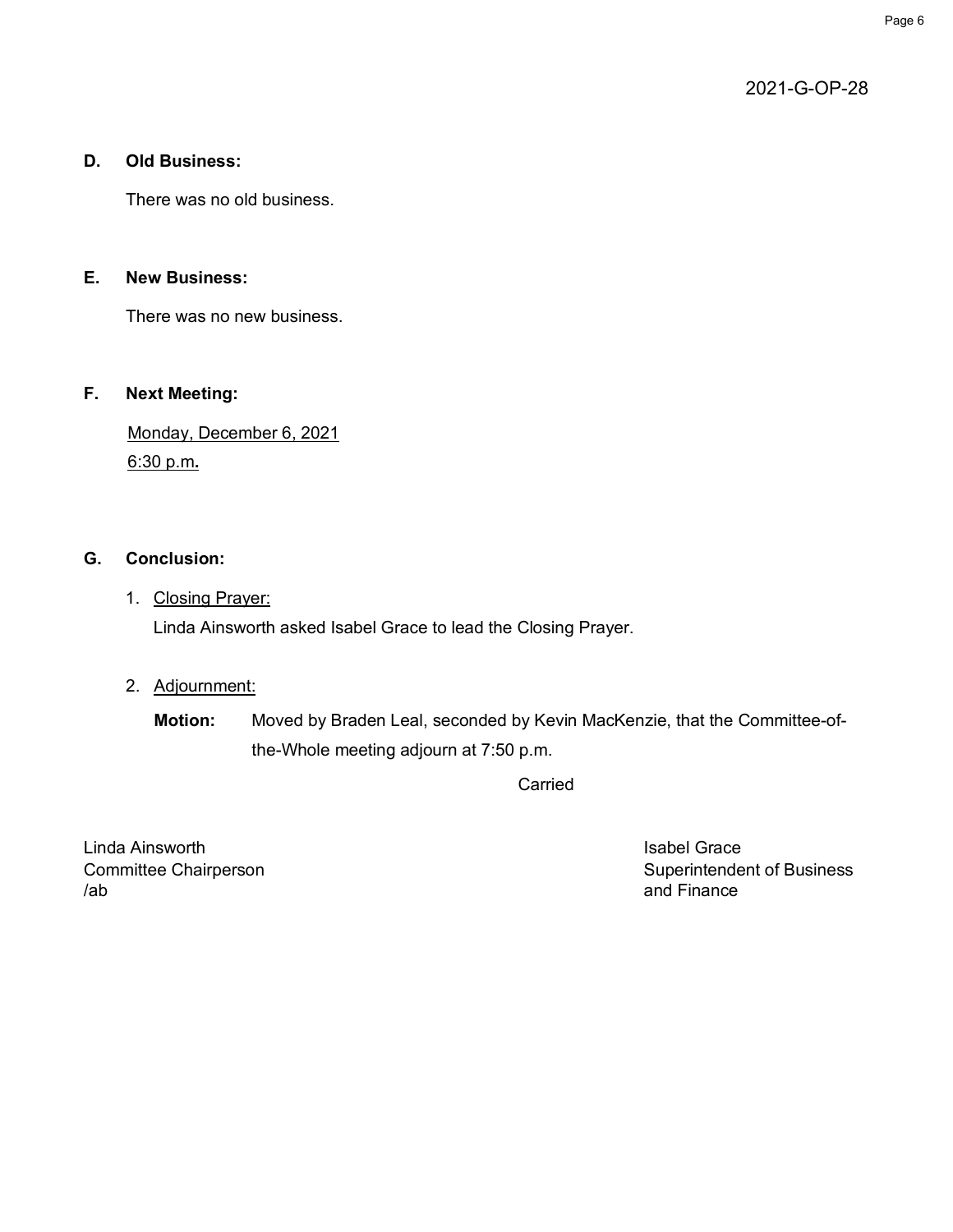2021-G-OP-28

## D. Old Business:

There was no old business.

## E. New Business:

There was no new business.

## F. Next Meeting:

Monday, December 6, 2021
6:30 p.m**.**

## G. Conclusion:

1. Closing Prayer:
   Linda Ainsworth asked Isabel Grace to lead the Closing Prayer.

2. Adjournment:

   **Motion:** Moved by Braden Leal, seconded by Kevin MacKenzie, that the Committee-of-the-Whole meeting adjourn at 7:50 p.m.

   Carried

Linda Ainsworth
Committee Chairperson
/ab

Isabel Grace
Superintendent of Business and Finance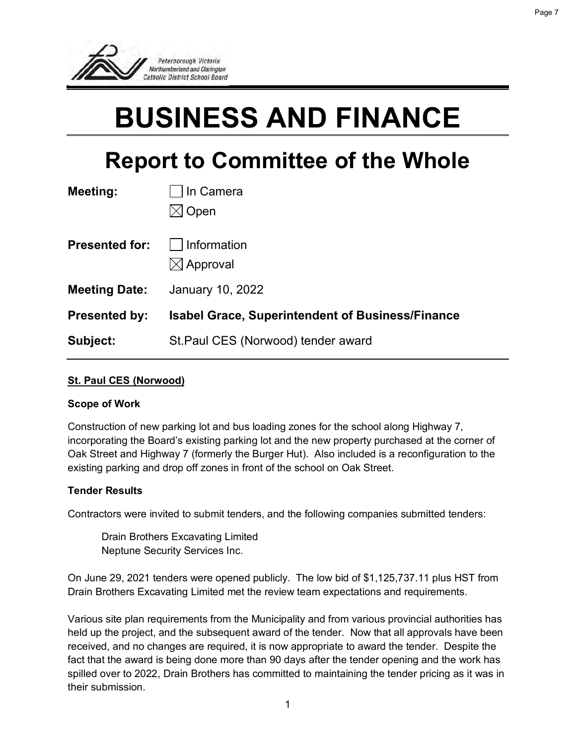# BUSINESS AND FINANCE

## Report to Committee of the Whole

**Meeting:** ☐ In Camera
☒ Open

**Presented for:** ☐ Information
☒ Approval

**Meeting Date:** January 10, 2022

**Presented by:** **Isabel Grace, Superintendent of Business/Finance**

**Subject:** St.Paul CES (Norwood) tender award

---

**St. Paul CES (Norwood)**

**Scope of Work**

Construction of new parking lot and bus loading zones for the school along Highway 7, incorporating the Board's existing parking lot and the new property purchased at the corner of Oak Street and Highway 7 (formerly the Burger Hut). Also included is a reconfiguration to the existing parking and drop off zones in front of the school on Oak Street.

**Tender Results**

Contractors were invited to submit tenders, and the following companies submitted tenders:

Drain Brothers Excavating Limited
Neptune Security Services Inc.

On June 29, 2021 tenders were opened publicly. The low bid of $1,125,737.11 plus HST from Drain Brothers Excavating Limited met the review team expectations and requirements.

Various site plan requirements from the Municipality and from various provincial authorities has held up the project, and the subsequent award of the tender. Now that all approvals have been received, and no changes are required, it is now appropriate to award the tender. Despite the fact that the award is being done more than 90 days after the tender opening and the work has spilled over to 2022, Drain Brothers has committed to maintaining the tender pricing as it was in their submission.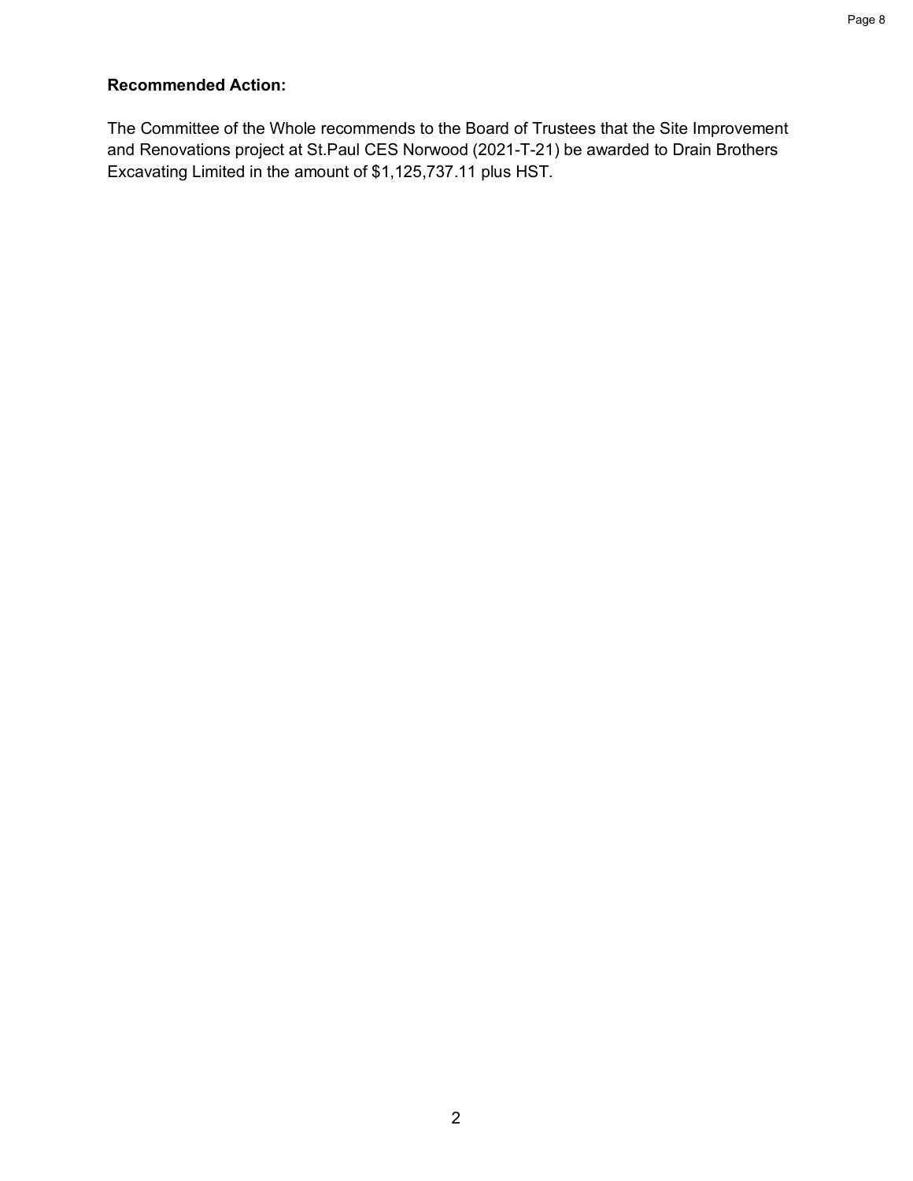**Recommended Action:**

The Committee of the Whole recommends to the Board of Trustees that the Site Improvement and Renovations project at St.Paul CES Norwood (2021-T-21) be awarded to Drain Brothers Excavating Limited in the amount of $1,125,737.11 plus HST.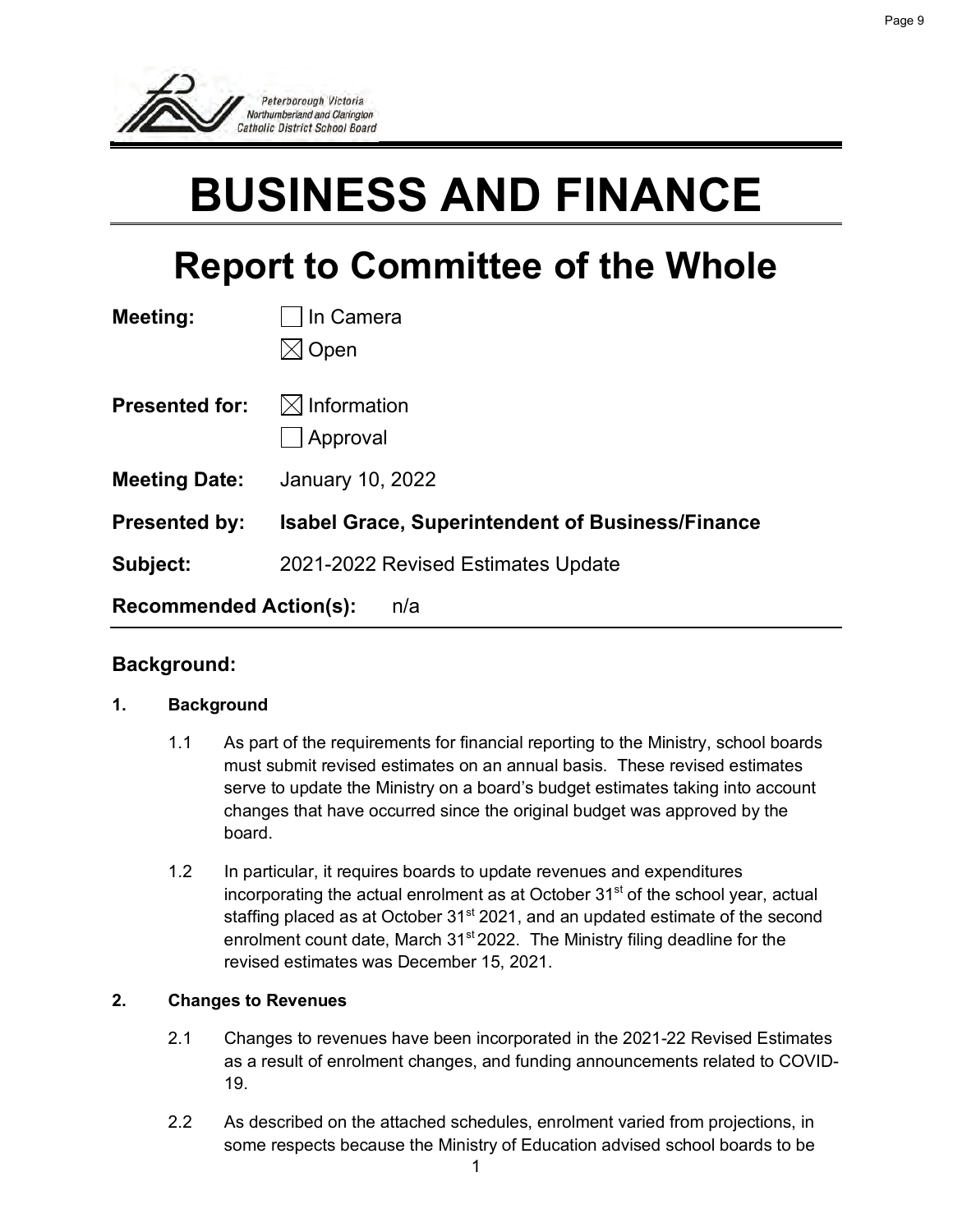Peterborough Victoria Northumberland and Clarington Catholic District School Board

# BUSINESS AND FINANCE

## Report to Committee of the Whole

**Meeting:** ☐ In Camera
☒ Open

**Presented for:** ☒ Information
☐ Approval

**Meeting Date:** January 10, 2022

**Presented by:** **Isabel Grace, Superintendent of Business/Finance**

**Subject:** 2021-2022 Revised Estimates Update

**Recommended Action(s):** n/a

### Background:

**1. Background**

1.1 As part of the requirements for financial reporting to the Ministry, school boards must submit revised estimates on an annual basis. These revised estimates serve to update the Ministry on a board's budget estimates taking into account changes that have occurred since the original budget was approved by the board.

1.2 In particular, it requires boards to update revenues and expenditures incorporating the actual enrolment as at October 31st of the school year, actual staffing placed as at October 31st 2021, and an updated estimate of the second enrolment count date, March 31st 2022. The Ministry filing deadline for the revised estimates was December 15, 2021.

**2. Changes to Revenues**

2.1 Changes to revenues have been incorporated in the 2021-22 Revised Estimates as a result of enrolment changes, and funding announcements related to COVID-19.

2.2 As described on the attached schedules, enrolment varied from projections, in some respects because the Ministry of Education advised school boards to be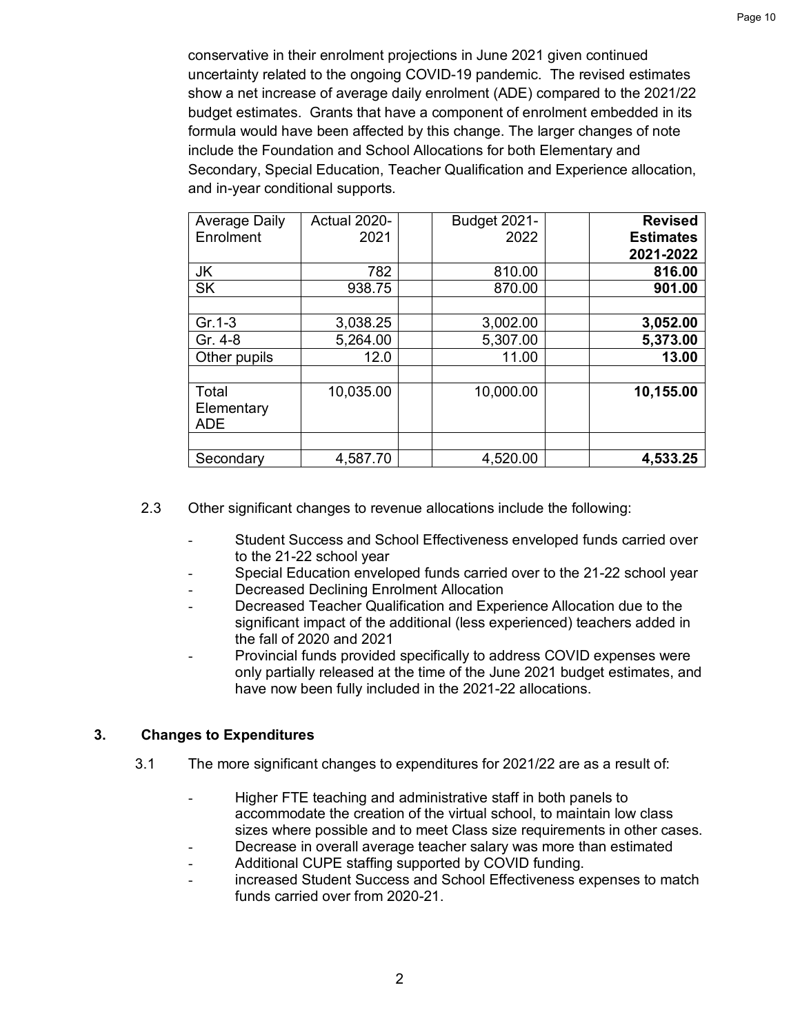conservative in their enrolment projections in June 2021 given continued uncertainty related to the ongoing COVID-19 pandemic. The revised estimates show a net increase of average daily enrolment (ADE) compared to the 2021/22 budget estimates. Grants that have a component of enrolment embedded in its formula would have been affected by this change. The larger changes of note include the Foundation and School Allocations for both Elementary and Secondary, Special Education, Teacher Qualification and Experience allocation, and in-year conditional supports.

| Average Daily Enrolment | Actual 2020-2021 | | Budget 2021-2022 | | **Revised Estimates 2021-2022** |
|---|---|---|---|---|---|
| JK | 782 | | 810.00 | | **816.00** |
| SK | 938.75 | | 870.00 | | **901.00** |
| | | | | | |
| Gr.1-3 | 3,038.25 | | 3,002.00 | | **3,052.00** |
| Gr. 4-8 | 5,264.00 | | 5,307.00 | | **5,373.00** |
| Other pupils | 12.0 | | 11.00 | | **13.00** |
| | | | | | |
| Total Elementary ADE | 10,035.00 | | 10,000.00 | | **10,155.00** |
| | | | | | |
| Secondary | 4,587.70 | | 4,520.00 | | **4,533.25** |

2.3 Other significant changes to revenue allocations include the following:

- Student Success and School Effectiveness enveloped funds carried over to the 21-22 school year
- Special Education enveloped funds carried over to the 21-22 school year
- Decreased Declining Enrolment Allocation
- Decreased Teacher Qualification and Experience Allocation due to the significant impact of the additional (less experienced) teachers added in the fall of 2020 and 2021
- Provincial funds provided specifically to address COVID expenses were only partially released at the time of the June 2021 budget estimates, and have now been fully included in the 2021-22 allocations.

## 3. Changes to Expenditures

3.1 The more significant changes to expenditures for 2021/22 are as a result of:

- Higher FTE teaching and administrative staff in both panels to accommodate the creation of the virtual school, to maintain low class sizes where possible and to meet Class size requirements in other cases.
- Decrease in overall average teacher salary was more than estimated
- Additional CUPE staffing supported by COVID funding.
- increased Student Success and School Effectiveness expenses to match funds carried over from 2020-21.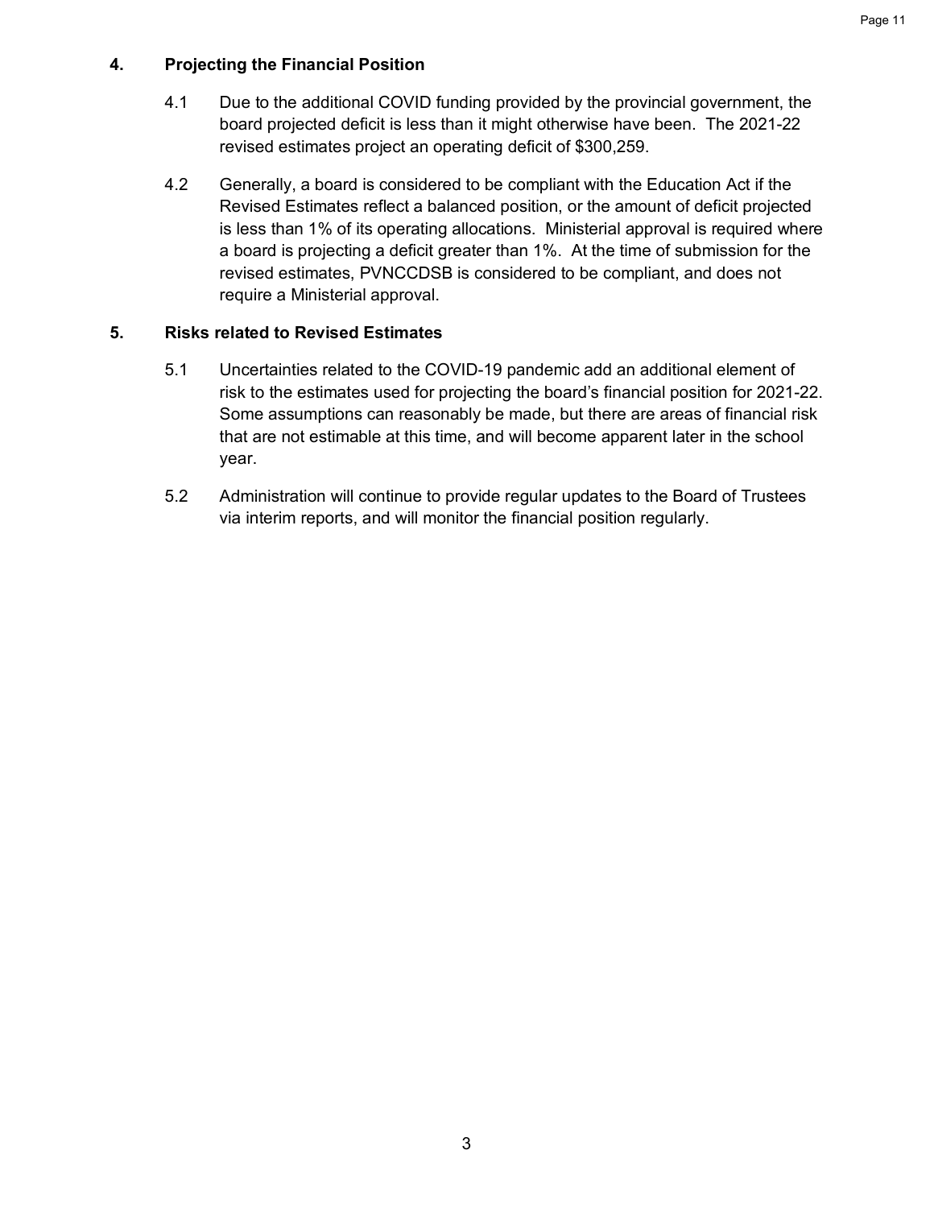## 4. Projecting the Financial Position

4.1 Due to the additional COVID funding provided by the provincial government, the board projected deficit is less than it might otherwise have been. The 2021-22 revised estimates project an operating deficit of $300,259.

4.2 Generally, a board is considered to be compliant with the Education Act if the Revised Estimates reflect a balanced position, or the amount of deficit projected is less than 1% of its operating allocations. Ministerial approval is required where a board is projecting a deficit greater than 1%. At the time of submission for the revised estimates, PVNCCDSB is considered to be compliant, and does not require a Ministerial approval.

## 5. Risks related to Revised Estimates

5.1 Uncertainties related to the COVID-19 pandemic add an additional element of risk to the estimates used for projecting the board's financial position for 2021-22. Some assumptions can reasonably be made, but there are areas of financial risk that are not estimable at this time, and will become apparent later in the school year.

5.2 Administration will continue to provide regular updates to the Board of Trustees via interim reports, and will monitor the financial position regularly.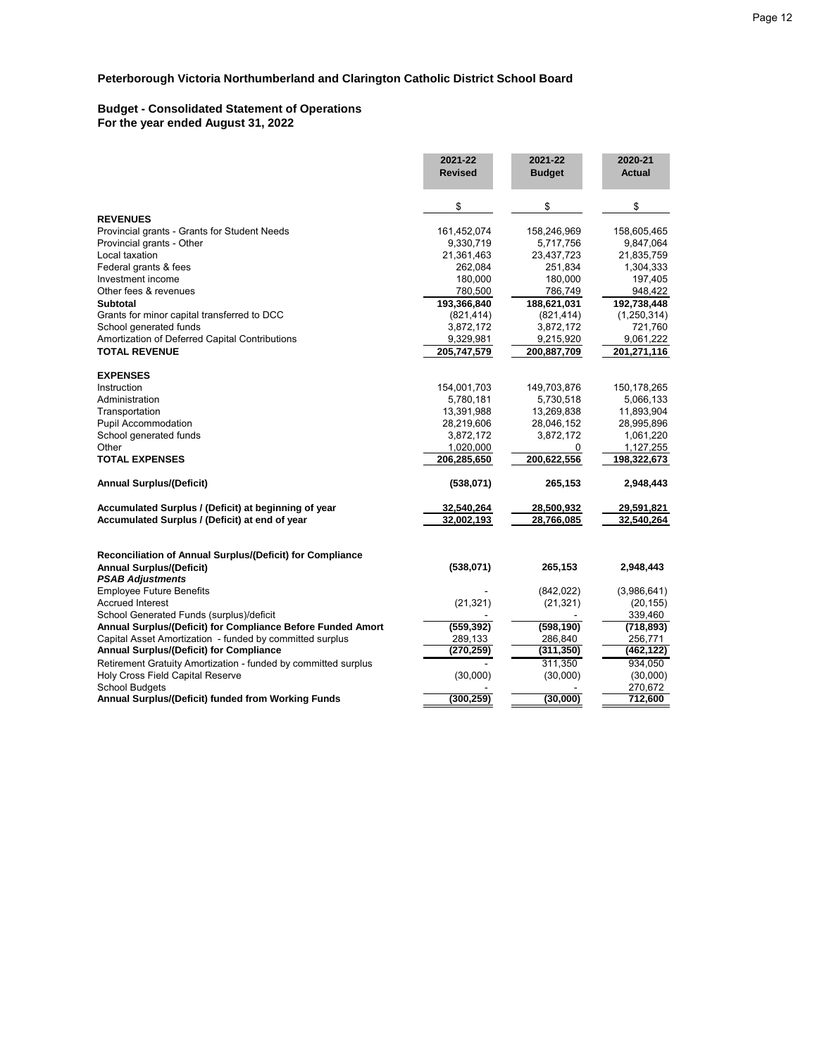**Peterborough Victoria Northumberland and Clarington Catholic District School Board**

**Budget - Consolidated Statement of Operations**
**For the year ended August 31, 2022**

| | 2021-22 Revised | 2021-22 Budget | 2020-21 Actual |
|---|---|---|---|
| | $ | $ | $ |
| **REVENUES** | | | |
| Provincial grants - Grants for Student Needs | 161,452,074 | 158,246,969 | 158,605,465 |
| Provincial grants - Other | 9,330,719 | 5,717,756 | 9,847,064 |
| Local taxation | 21,361,463 | 23,437,723 | 21,835,759 |
| Federal grants & fees | 262,084 | 251,834 | 1,304,333 |
| Investment income | 180,000 | 180,000 | 197,405 |
| Other fees & revenues | 780,500 | 786,749 | 948,422 |
| **Subtotal** | **193,366,840** | **188,621,031** | **192,738,448** |
| Grants for minor capital transferred to DCC | (821,414) | (821,414) | (1,250,314) |
| School generated funds | 3,872,172 | 3,872,172 | 721,760 |
| Amortization of Deferred Capital Contributions | 9,329,981 | 9,215,920 | 9,061,222 |
| **TOTAL REVENUE** | **205,747,579** | **200,887,709** | **201,271,116** |
| **EXPENSES** | | | |
| Instruction | 154,001,703 | 149,703,876 | 150,178,265 |
| Administration | 5,780,181 | 5,730,518 | 5,066,133 |
| Transportation | 13,391,988 | 13,269,838 | 11,893,904 |
| Pupil Accommodation | 28,219,606 | 28,046,152 | 28,995,896 |
| School generated funds | 3,872,172 | 3,872,172 | 1,061,220 |
| Other | 1,020,000 | 0 | 1,127,255 |
| **TOTAL EXPENSES** | **206,285,650** | **200,622,556** | **198,322,673** |
| **Annual Surplus/(Deficit)** | **(538,071)** | **265,153** | **2,948,443** |
| **Accumulated Surplus / (Deficit) at beginning of year** | **32,540,264** | **28,500,932** | **29,591,821** |
| **Accumulated Surplus / (Deficit) at end of year** | **32,002,193** | **28,766,085** | **32,540,264** |
| **Reconciliation of Annual Surplus/(Deficit) for Compliance** | | | |
| **Annual Surplus/(Deficit)** | **(538,071)** | **265,153** | **2,948,443** |
| ***PSAB Adjustments*** | | | |
| Employee Future Benefits | - | (842,022) | (3,986,641) |
| Accrued Interest | (21,321) | (21,321) | (20,155) |
| School Generated Funds (surplus)/deficit | - | - | 339,460 |
| **Annual Surplus/(Deficit) for Compliance Before Funded Amort** | **(559,392)** | **(598,190)** | **(718,893)** |
| Capital Asset Amortization - funded by committed surplus | 289,133 | 286,840 | 256,771 |
| **Annual Surplus/(Deficit) for Compliance** | **(270,259)** | **(311,350)** | **(462,122)** |
| Retirement Gratuity Amortization - funded by committed surplus | - | 311,350 | 934,050 |
| Holy Cross Field Capital Reserve | (30,000) | (30,000) | (30,000) |
| School Budgets | - | - | 270,672 |
| **Annual Surplus/(Deficit) funded from Working Funds** | **(300,259)** | **(30,000)** | **712,600** |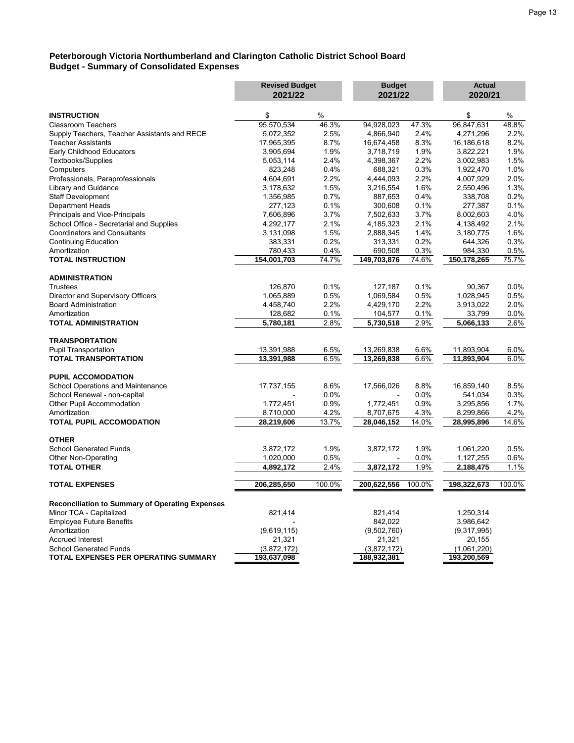## Peterborough Victoria Northumberland and Clarington Catholic District School Board
## Budget - Summary of Consolidated Expenses

| | Revised Budget 2021/22 | | Budget 2021/22 | | Actual 2020/21 | |
|---|---|---|---|---|---|---|
| **INSTRUCTION** | $ | % | | | $ | % |
| Classroom Teachers | 95,570,534 | 46.3% | 94,928,023 | 47.3% | 96,847,631 | 48.8% |
| Supply Teachers, Teacher Assistants and RECE | 5,072,352 | 2.5% | 4,866,940 | 2.4% | 4,271,296 | 2.2% |
| Teacher Assistants | 17,965,395 | 8.7% | 16,674,458 | 8.3% | 16,186,618 | 8.2% |
| Early Childhood Educators | 3,905,694 | 1.9% | 3,718,719 | 1.9% | 3,822,221 | 1.9% |
| Textbooks/Supplies | 5,053,114 | 2.4% | 4,398,367 | 2.2% | 3,002,983 | 1.5% |
| Computers | 823,248 | 0.4% | 688,321 | 0.3% | 1,922,470 | 1.0% |
| Professionals, Paraprofessionals | 4,604,691 | 2.2% | 4,444,093 | 2.2% | 4,007,929 | 2.0% |
| Library and Guidance | 3,178,632 | 1.5% | 3,216,554 | 1.6% | 2,550,496 | 1.3% |
| Staff Development | 1,356,985 | 0.7% | 887,653 | 0.4% | 338,708 | 0.2% |
| Department Heads | 277,123 | 0.1% | 300,608 | 0.1% | 277,387 | 0.1% |
| Principals and Vice-Principals | 7,606,896 | 3.7% | 7,502,633 | 3.7% | 8,002,603 | 4.0% |
| School Office - Secretarial and Supplies | 4,292,177 | 2.1% | 4,185,323 | 2.1% | 4,138,492 | 2.1% |
| Coordinators and Consultants | 3,131,098 | 1.5% | 2,888,345 | 1.4% | 3,180,775 | 1.6% |
| Continuing Education | 383,331 | 0.2% | 313,331 | 0.2% | 644,326 | 0.3% |
| Amortization | 780,433 | 0.4% | 690,508 | 0.3% | 984,330 | 0.5% |
| **TOTAL INSTRUCTION** | **154,001,703** | 74.7% | **149,703,876** | 74.6% | **150,178,265** | 75.7% |
| **ADMINISTRATION** | | | | | | |
| Trustees | 126,870 | 0.1% | 127,187 | 0.1% | 90,367 | 0.0% |
| Director and Supervisory Officers | 1,065,889 | 0.5% | 1,069,584 | 0.5% | 1,028,945 | 0.5% |
| Board Administration | 4,458,740 | 2.2% | 4,429,170 | 2.2% | 3,913,022 | 2.0% |
| Amortization | 128,682 | 0.1% | 104,577 | 0.1% | 33,799 | 0.0% |
| **TOTAL ADMINISTRATION** | **5,780,181** | 2.8% | **5,730,518** | 2.9% | **5,066,133** | 2.6% |
| **TRANSPORTATION** | | | | | | |
| Pupil Transportation | 13,391,988 | 6.5% | 13,269,838 | 6.6% | 11,893,904 | 6.0% |
| **TOTAL TRANSPORTATION** | **13,391,988** | 6.5% | **13,269,838** | 6.6% | **11,893,904** | 6.0% |
| **PUPIL ACCOMODATION** | | | | | | |
| School Operations and Maintenance | 17,737,155 | 8.6% | 17,566,026 | 8.8% | 16,859,140 | 8.5% |
| School Renewal - non-capital | - | 0.0% | - | 0.0% | 541,034 | 0.3% |
| Other Pupil Accommodation | 1,772,451 | 0.9% | 1,772,451 | 0.9% | 3,295,856 | 1.7% |
| Amortization | 8,710,000 | 4.2% | 8,707,675 | 4.3% | 8,299,866 | 4.2% |
| **TOTAL PUPIL ACCOMODATION** | **28,219,606** | 13.7% | **28,046,152** | 14.0% | **28,995,896** | 14.6% |
| **OTHER** | | | | | | |
| School Generated Funds | 3,872,172 | 1.9% | 3,872,172 | 1.9% | 1,061,220 | 0.5% |
| Other Non-Operating | 1,020,000 | 0.5% | - | 0.0% | 1,127,255 | 0.6% |
| **TOTAL OTHER** | **4,892,172** | 2.4% | **3,872,172** | 1.9% | **2,188,475** | 1.1% |
| **TOTAL EXPENSES** | **206,285,650** | 100.0% | **200,622,556** | 100.0% | **198,322,673** | 100.0% |
| **Reconciliation to Summary of Operating Expenses** | | | | | | |
| Minor TCA - Capitalized | 821,414 | | 821,414 | | 1,250,314 | |
| Employee Future Benefits | - | | 842,022 | | 3,986,642 | |
| Amortization | (9,619,115) | | (9,502,760) | | (9,317,995) | |
| Accrued Interest | 21,321 | | 21,321 | | 20,155 | |
| School Generated Funds | (3,872,172) | | (3,872,172) | | (1,061,220) | |
| **TOTAL EXPENSES PER OPERATING SUMMARY** | **193,637,098** | | **188,932,381** | | **193,200,569** | |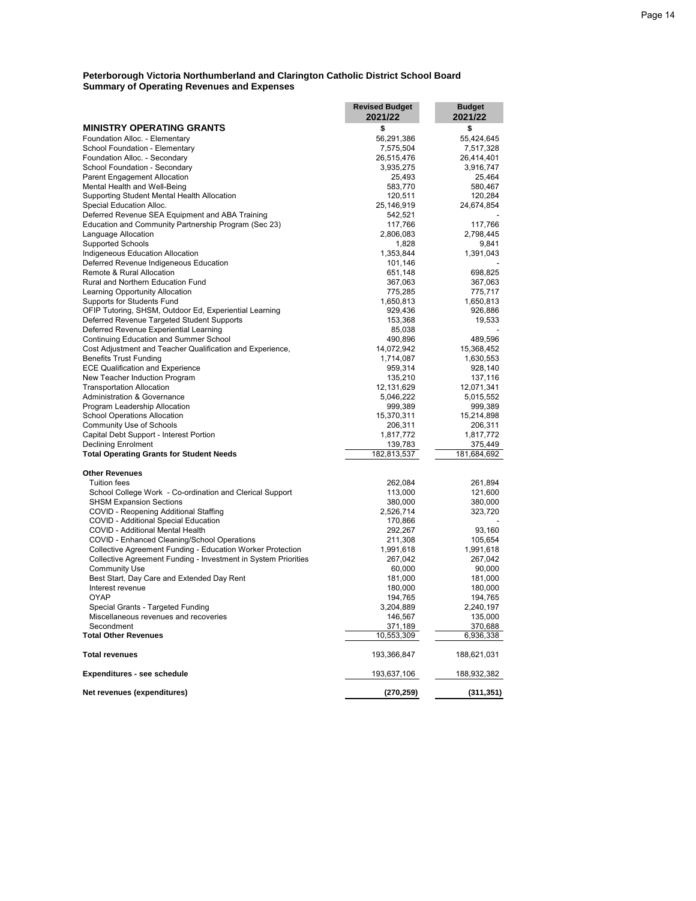**Peterborough Victoria Northumberland and Clarington Catholic District School Board**
**Summary of Operating Revenues and Expenses**

| | Revised Budget 2021/22 | Budget 2021/22 |
|---|---|---|
| **MINISTRY OPERATING GRANTS** | $ | $ |
| Foundation Alloc. - Elementary | 56,291,386 | 55,424,645 |
| School Foundation - Elementary | 7,575,504 | 7,517,328 |
| Foundation Alloc. - Secondary | 26,515,476 | 26,414,401 |
| School Foundation - Secondary | 3,935,275 | 3,916,747 |
| Parent Engagement Allocation | 25,493 | 25,464 |
| Mental Health and Well-Being | 583,770 | 580,467 |
| Supporting Student Mental Health Allocation | 120,511 | 120,284 |
| Special Education Alloc. | 25,146,919 | 24,674,854 |
| Deferred Revenue SEA Equipment and ABA Training | 542,521 | - |
| Education and Community Partnership Program (Sec 23) | 117,766 | 117,766 |
| Language Allocation | 2,806,083 | 2,798,445 |
| Supported Schools | 1,828 | 9,841 |
| Indigeneous Education Allocation | 1,353,844 | 1,391,043 |
| Deferred Revenue Indigeneous Education | 101,146 | - |
| Remote & Rural Allocation | 651,148 | 698,825 |
| Rural and Northern Education Fund | 367,063 | 367,063 |
| Learning Opportunity Allocation | 775,285 | 775,717 |
| Supports for Students Fund | 1,650,813 | 1,650,813 |
| OFIP Tutoring, SHSM, Outdoor Ed, Experiential Learning | 929,436 | 926,886 |
| Deferred Revenue Targeted Student Supports | 153,368 | 19,533 |
| Deferred Revenue Experiential Learning | 85,038 | - |
| Continuing Education and Summer School | 490,896 | 489,596 |
| Cost Adjustment and Teacher Qualification and Experience, | 14,072,942 | 15,368,452 |
| Benefits Trust Funding | 1,714,087 | 1,630,553 |
| ECE Qualification and Experience | 959,314 | 928,140 |
| New Teacher Induction Program | 135,210 | 137,116 |
| Transportation Allocation | 12,131,629 | 12,071,341 |
| Administration & Governance | 5,046,222 | 5,015,552 |
| Program Leadership Allocation | 999,389 | 999,389 |
| School Operations Allocation | 15,370,311 | 15,214,898 |
| Community Use of Schools | 206,311 | 206,311 |
| Capital Debt Support - Interest Portion | 1,817,772 | 1,817,772 |
| Declining Enrolment | 139,783 | 375,449 |
| **Total Operating Grants for Student Needs** | 182,813,537 | 181,684,692 |
| | | |
| **Other Revenues** | | |
| Tuition fees | 262,084 | 261,894 |
| School College Work - Co-ordination and Clerical Support | 113,000 | 121,600 |
| SHSM Expansion Sections | 380,000 | 380,000 |
| COVID - Reopening Additional Staffing | 2,526,714 | 323,720 |
| COVID - Additional Special Education | 170,866 | - |
| COVID - Additional Mental Health | 292,267 | 93,160 |
| COVID - Enhanced Cleaning/School Operations | 211,308 | 105,654 |
| Collective Agreement Funding - Education Worker Protection | 1,991,618 | 1,991,618 |
| Collective Agreement Funding - Investment in System Priorities | 267,042 | 267,042 |
| Community Use | 60,000 | 90,000 |
| Best Start, Day Care and Extended Day Rent | 181,000 | 181,000 |
| Interest revenue | 180,000 | 180,000 |
| OYAP | 194,765 | 194,765 |
| Special Grants - Targeted Funding | 3,204,889 | 2,240,197 |
| Miscellaneous revenues and recoveries | 146,567 | 135,000 |
| Secondment | 371,189 | 370,688 |
| **Total Other Revenues** | 10,553,309 | 6,936,338 |
| | | |
| **Total revenues** | 193,366,847 | 188,621,031 |
| | | |
| **Expenditures - see schedule** | 193,637,106 | 188,932,382 |
| | | |
| **Net revenues (expenditures)** | **(270,259)** | **(311,351)** |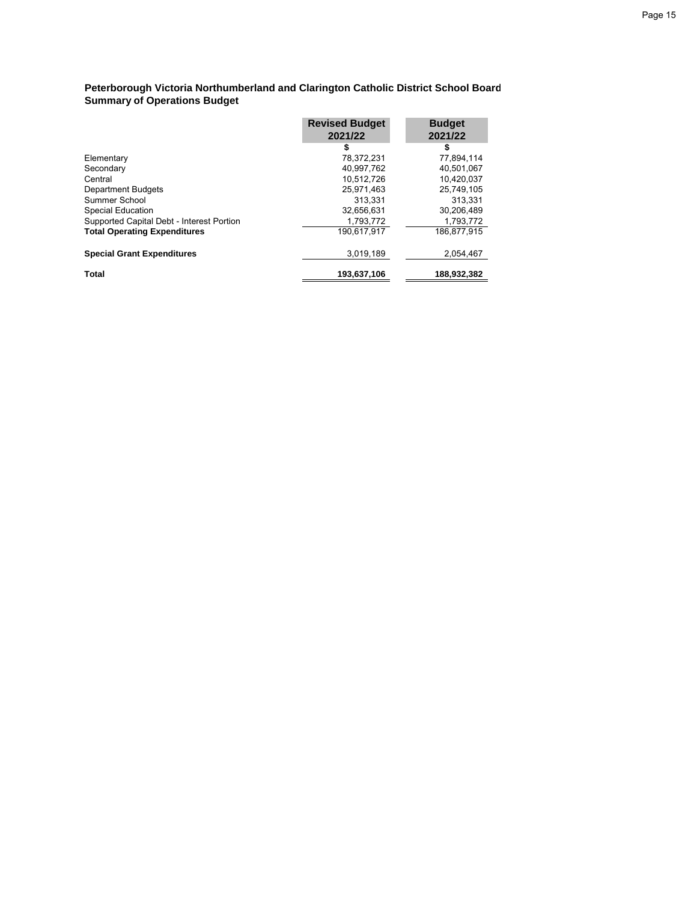**Peterborough Victoria Northumberland and Clarington Catholic District School Board**
**Summary of Operations Budget**

| | Revised Budget 2021/22 | Budget 2021/22 |
|---|---|---|
| | $ | $ |
| Elementary | 78,372,231 | 77,894,114 |
| Secondary | 40,997,762 | 40,501,067 |
| Central | 10,512,726 | 10,420,037 |
| Department Budgets | 25,971,463 | 25,749,105 |
| Summer School | 313,331 | 313,331 |
| Special Education | 32,656,631 | 30,206,489 |
| Supported Capital Debt - Interest Portion | 1,793,772 | 1,793,772 |
| **Total Operating Expenditures** | 190,617,917 | 186,877,915 |
| | | |
| **Special Grant Expenditures** | 3,019,189 | 2,054,467 |
| | | |
| **Total** | **193,637,106** | **188,932,382** |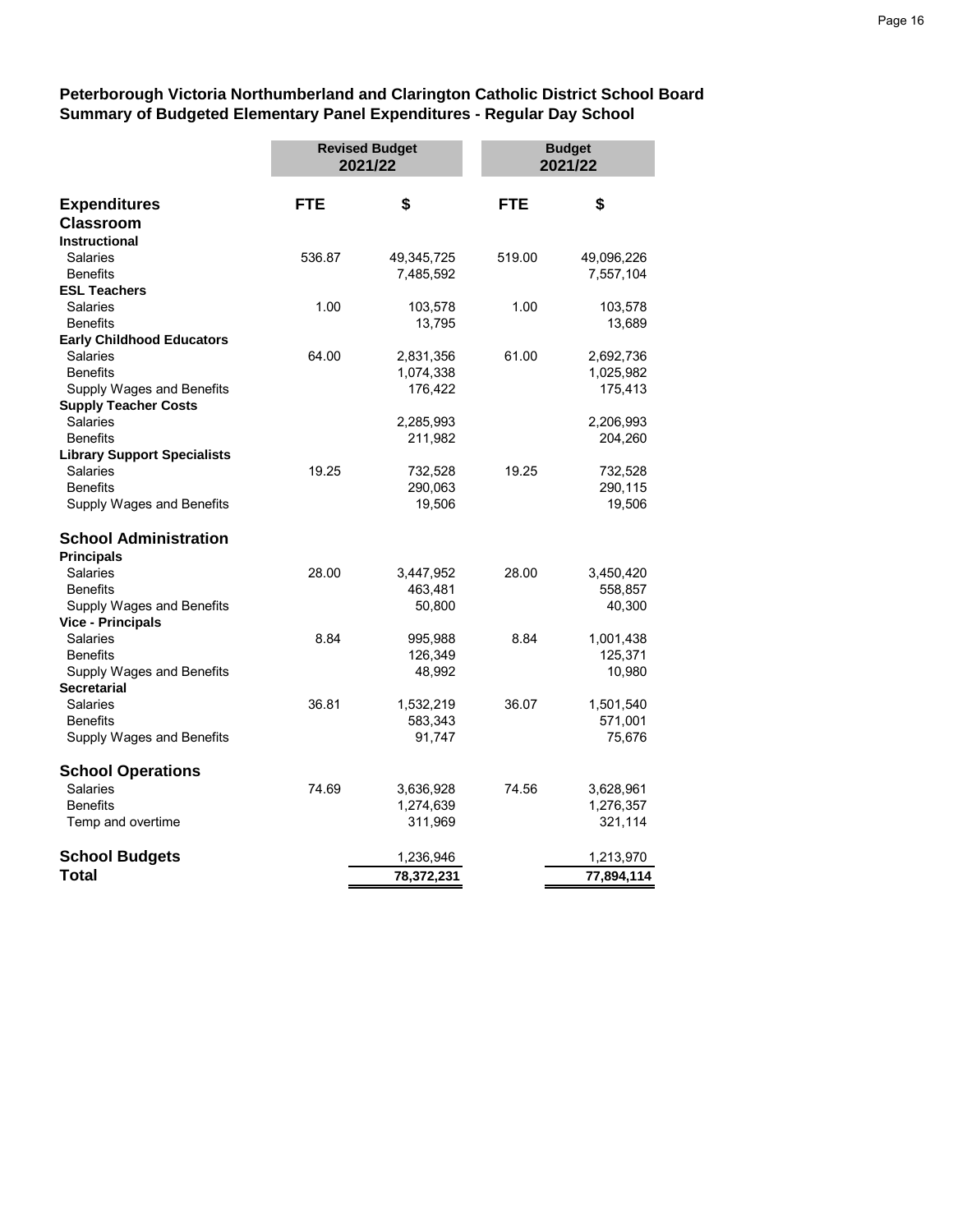**Peterborough Victoria Northumberland and Clarington Catholic District School Board**
**Summary of Budgeted Elementary Panel Expenditures - Regular Day School**

| | Revised Budget 2021/22 | | Budget 2021/22 | |
|---|---|---|---|---|
| **Expenditures** | **FTE** | **$** | **FTE** | **$** |
| **Classroom** | | | | |
| **Instructional** | | | | |
| Salaries | 536.87 | 49,345,725 | 519.00 | 49,096,226 |
| Benefits | | 7,485,592 | | 7,557,104 |
| **ESL Teachers** | | | | |
| Salaries | 1.00 | 103,578 | 1.00 | 103,578 |
| Benefits | | 13,795 | | 13,689 |
| **Early Childhood Educators** | | | | |
| Salaries | 64.00 | 2,831,356 | 61.00 | 2,692,736 |
| Benefits | | 1,074,338 | | 1,025,982 |
| Supply Wages and Benefits | | 176,422 | | 175,413 |
| **Supply Teacher Costs** | | | | |
| Salaries | | 2,285,993 | | 2,206,993 |
| Benefits | | 211,982 | | 204,260 |
| **Library Support Specialists** | | | | |
| Salaries | 19.25 | 732,528 | 19.25 | 732,528 |
| Benefits | | 290,063 | | 290,115 |
| Supply Wages and Benefits | | 19,506 | | 19,506 |
| **School Administration** | | | | |
| **Principals** | | | | |
| Salaries | 28.00 | 3,447,952 | 28.00 | 3,450,420 |
| Benefits | | 463,481 | | 558,857 |
| Supply Wages and Benefits | | 50,800 | | 40,300 |
| **Vice - Principals** | | | | |
| Salaries | 8.84 | 995,988 | 8.84 | 1,001,438 |
| Benefits | | 126,349 | | 125,371 |
| Supply Wages and Benefits | | 48,992 | | 10,980 |
| **Secretarial** | | | | |
| Salaries | 36.81 | 1,532,219 | 36.07 | 1,501,540 |
| Benefits | | 583,343 | | 571,001 |
| Supply Wages and Benefits | | 91,747 | | 75,676 |
| **School Operations** | | | | |
| Salaries | 74.69 | 3,636,928 | 74.56 | 3,628,961 |
| Benefits | | 1,274,639 | | 1,276,357 |
| Temp and overtime | | 311,969 | | 321,114 |
| **School Budgets** | | 1,236,946 | | 1,213,970 |
| **Total** | | **78,372,231** | | **77,894,114** |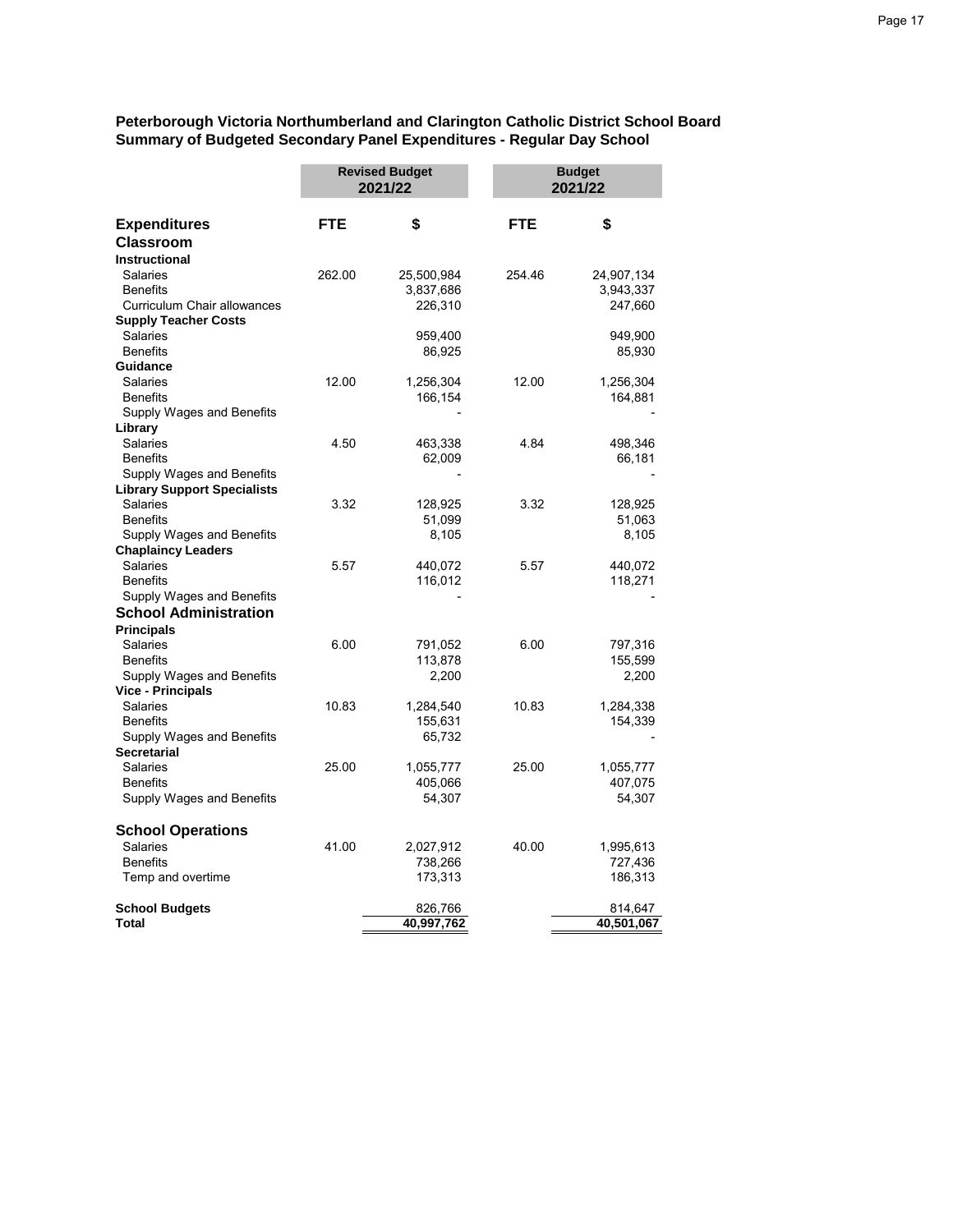**Peterborough Victoria Northumberland and Clarington Catholic District School Board**
**Summary of Budgeted Secondary Panel Expenditures - Regular Day School**

| | Revised Budget 2021/22 | | Budget 2021/22 | |
|---|---|---|---|---|
| **Expenditures** | **FTE** | **$** | **FTE** | **$** |
| **Classroom** | | | | |
| **Instructional** | | | | |
| Salaries | 262.00 | 25,500,984 | 254.46 | 24,907,134 |
| Benefits | | 3,837,686 | | 3,943,337 |
| Curriculum Chair allowances | | 226,310 | | 247,660 |
| **Supply Teacher Costs** | | | | |
| Salaries | | 959,400 | | 949,900 |
| Benefits | | 86,925 | | 85,930 |
| **Guidance** | | | | |
| Salaries | 12.00 | 1,256,304 | 12.00 | 1,256,304 |
| Benefits | | 166,154 | | 164,881 |
| Supply Wages and Benefits | | - | | - |
| **Library** | | | | |
| Salaries | 4.50 | 463,338 | 4.84 | 498,346 |
| Benefits | | 62,009 | | 66,181 |
| Supply Wages and Benefits | | - | | - |
| **Library Support Specialists** | | | | |
| Salaries | 3.32 | 128,925 | 3.32 | 128,925 |
| Benefits | | 51,099 | | 51,063 |
| Supply Wages and Benefits | | 8,105 | | 8,105 |
| **Chaplaincy Leaders** | | | | |
| Salaries | 5.57 | 440,072 | 5.57 | 440,072 |
| Benefits | | 116,012 | | 118,271 |
| Supply Wages and Benefits | | - | | - |
| **School Administration** | | | | |
| **Principals** | | | | |
| Salaries | 6.00 | 791,052 | 6.00 | 797,316 |
| Benefits | | 113,878 | | 155,599 |
| Supply Wages and Benefits | | 2,200 | | 2,200 |
| **Vice - Principals** | | | | |
| Salaries | 10.83 | 1,284,540 | 10.83 | 1,284,338 |
| Benefits | | 155,631 | | 154,339 |
| Supply Wages and Benefits | | 65,732 | | - |
| **Secretarial** | | | | |
| Salaries | 25.00 | 1,055,777 | 25.00 | 1,055,777 |
| Benefits | | 405,066 | | 407,075 |
| Supply Wages and Benefits | | 54,307 | | 54,307 |
| **School Operations** | | | | |
| Salaries | 41.00 | 2,027,912 | 40.00 | 1,995,613 |
| Benefits | | 738,266 | | 727,436 |
| Temp and overtime | | 173,313 | | 186,313 |
| **School Budgets** | | 826,766 | | 814,647 |
| **Total** | | **40,997,762** | | **40,501,067** |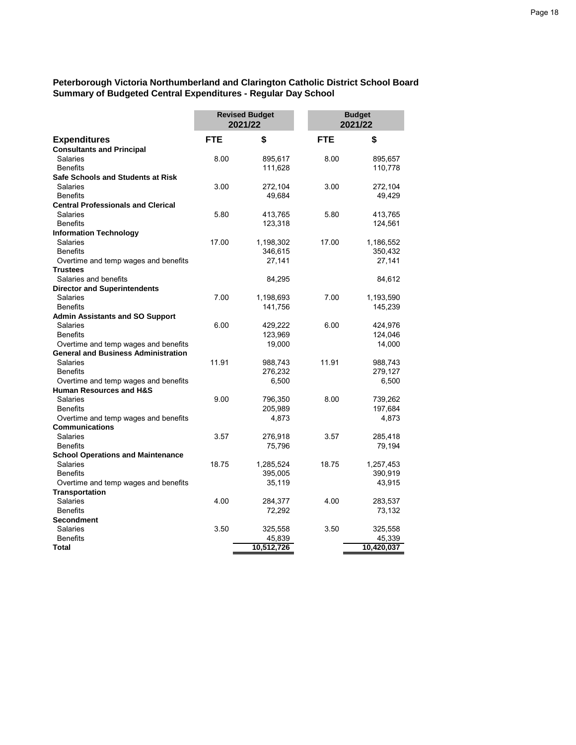## Peterborough Victoria Northumberland and Clarington Catholic District School Board
## Summary of Budgeted Central Expenditures - Regular Day School

| | Revised Budget 2021/22 | | Budget 2021/22 | |
|---|---|---|---|---|
| **Expenditures** | **FTE** | **$** | **FTE** | **$** |
| **Consultants and Principal** | | | | |
| Salaries | 8.00 | 895,617 | 8.00 | 895,657 |
| Benefits | | 111,628 | | 110,778 |
| **Safe Schools and Students at Risk** | | | | |
| Salaries | 3.00 | 272,104 | 3.00 | 272,104 |
| Benefits | | 49,684 | | 49,429 |
| **Central Professionals and Clerical** | | | | |
| Salaries | 5.80 | 413,765 | 5.80 | 413,765 |
| Benefits | | 123,318 | | 124,561 |
| **Information Technology** | | | | |
| Salaries | 17.00 | 1,198,302 | 17.00 | 1,186,552 |
| Benefits | | 346,615 | | 350,432 |
| Overtime and temp wages and benefits | | 27,141 | | 27,141 |
| **Trustees** | | | | |
| Salaries and benefits | | 84,295 | | 84,612 |
| **Director and Superintendents** | | | | |
| Salaries | 7.00 | 1,198,693 | 7.00 | 1,193,590 |
| Benefits | | 141,756 | | 145,239 |
| **Admin Assistants and SO Support** | | | | |
| Salaries | 6.00 | 429,222 | 6.00 | 424,976 |
| Benefits | | 123,969 | | 124,046 |
| Overtime and temp wages and benefits | | 19,000 | | 14,000 |
| **General and Business Administration** | | | | |
| Salaries | 11.91 | 988,743 | 11.91 | 988,743 |
| Benefits | | 276,232 | | 279,127 |
| Overtime and temp wages and benefits | | 6,500 | | 6,500 |
| **Human Resources and H&S** | | | | |
| Salaries | 9.00 | 796,350 | 8.00 | 739,262 |
| Benefits | | 205,989 | | 197,684 |
| Overtime and temp wages and benefits | | 4,873 | | 4,873 |
| **Communications** | | | | |
| Salaries | 3.57 | 276,918 | 3.57 | 285,418 |
| Benefits | | 75,796 | | 79,194 |
| **School Operations and Maintenance** | | | | |
| Salaries | 18.75 | 1,285,524 | 18.75 | 1,257,453 |
| Benefits | | 395,005 | | 390,919 |
| Overtime and temp wages and benefits | | 35,119 | | 43,915 |
| **Transportation** | | | | |
| Salaries | 4.00 | 284,377 | 4.00 | 283,537 |
| Benefits | | 72,292 | | 73,132 |
| **Secondment** | | | | |
| Salaries | 3.50 | 325,558 | 3.50 | 325,558 |
| Benefits | | 45,839 | | 45,339 |
| **Total** | | **10,512,726** | | **10,420,037** |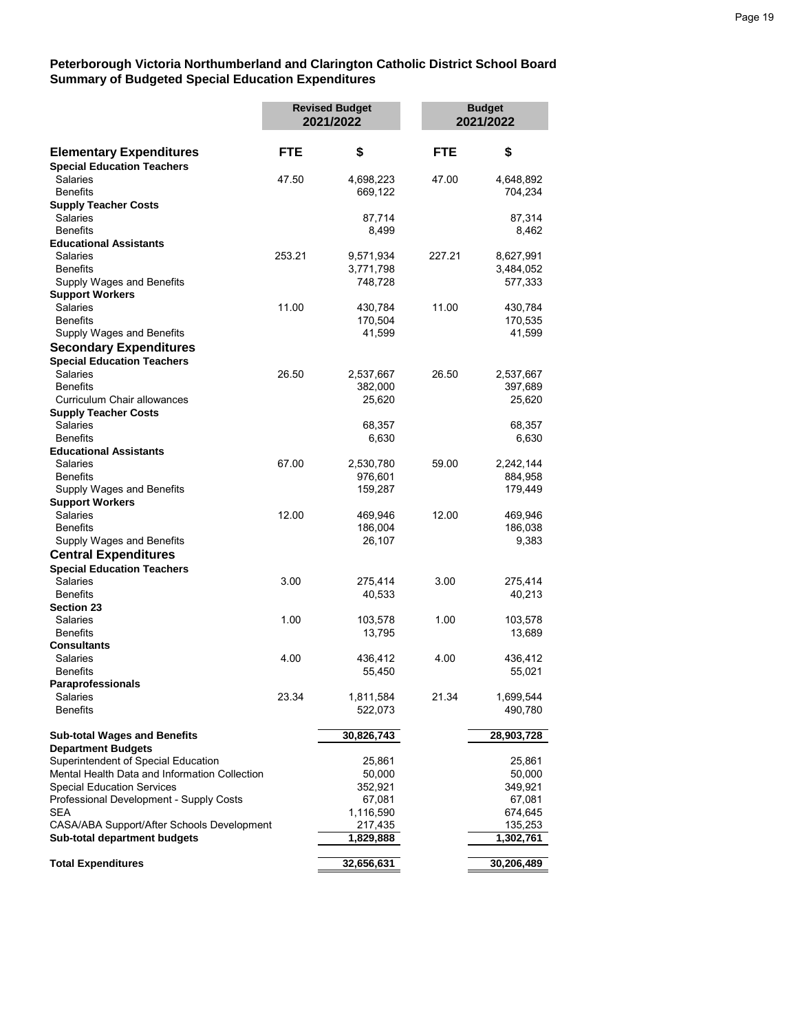**Peterborough Victoria Northumberland and Clarington Catholic District School Board**
**Summary of Budgeted Special Education Expenditures**

| | Revised Budget 2021/2022 | | Budget 2021/2022 | |
|---|---|---|---|---|
| **Elementary Expenditures** | **FTE** | **$** | **FTE** | **$** |
| **Special Education Teachers** | | | | |
| Salaries | 47.50 | 4,698,223 | 47.00 | 4,648,892 |
| Benefits | | 669,122 | | 704,234 |
| **Supply Teacher Costs** | | | | |
| Salaries | | 87,714 | | 87,314 |
| Benefits | | 8,499 | | 8,462 |
| **Educational Assistants** | | | | |
| Salaries | 253.21 | 9,571,934 | 227.21 | 8,627,991 |
| Benefits | | 3,771,798 | | 3,484,052 |
| Supply Wages and Benefits | | 748,728 | | 577,333 |
| **Support Workers** | | | | |
| Salaries | 11.00 | 430,784 | 11.00 | 430,784 |
| Benefits | | 170,504 | | 170,535 |
| Supply Wages and Benefits | | 41,599 | | 41,599 |
| **Secondary Expenditures** | | | | |
| **Special Education Teachers** | | | | |
| Salaries | 26.50 | 2,537,667 | 26.50 | 2,537,667 |
| Benefits | | 382,000 | | 397,689 |
| Curriculum Chair allowances | | 25,620 | | 25,620 |
| **Supply Teacher Costs** | | | | |
| Salaries | | 68,357 | | 68,357 |
| Benefits | | 6,630 | | 6,630 |
| **Educational Assistants** | | | | |
| Salaries | 67.00 | 2,530,780 | 59.00 | 2,242,144 |
| Benefits | | 976,601 | | 884,958 |
| Supply Wages and Benefits | | 159,287 | | 179,449 |
| **Support Workers** | | | | |
| Salaries | 12.00 | 469,946 | 12.00 | 469,946 |
| Benefits | | 186,004 | | 186,038 |
| Supply Wages and Benefits | | 26,107 | | 9,383 |
| **Central Expenditures** | | | | |
| **Special Education Teachers** | | | | |
| Salaries | 3.00 | 275,414 | 3.00 | 275,414 |
| Benefits | | 40,533 | | 40,213 |
| **Section 23** | | | | |
| Salaries | 1.00 | 103,578 | 1.00 | 103,578 |
| Benefits | | 13,795 | | 13,689 |
| **Consultants** | | | | |
| Salaries | 4.00 | 436,412 | 4.00 | 436,412 |
| Benefits | | 55,450 | | 55,021 |
| **Paraprofessionals** | | | | |
| Salaries | 23.34 | 1,811,584 | 21.34 | 1,699,544 |
| Benefits | | 522,073 | | 490,780 |
| **Sub-total Wages and Benefits** | | 30,826,743 | | 28,903,728 |
| **Department Budgets** | | | | |
| Superintendent of Special Education | | 25,861 | | 25,861 |
| Mental Health Data and Information Collection | | 50,000 | | 50,000 |
| Special Education Services | | 352,921 | | 349,921 |
| Professional Development - Supply Costs | | 67,081 | | 67,081 |
| SEA | | 1,116,590 | | 674,645 |
| CASA/ABA Support/After Schools Development | | 217,435 | | 135,253 |
| **Sub-total department budgets** | | 1,829,888 | | 1,302,761 |
| **Total Expenditures** | | 32,656,631 | | 30,206,489 |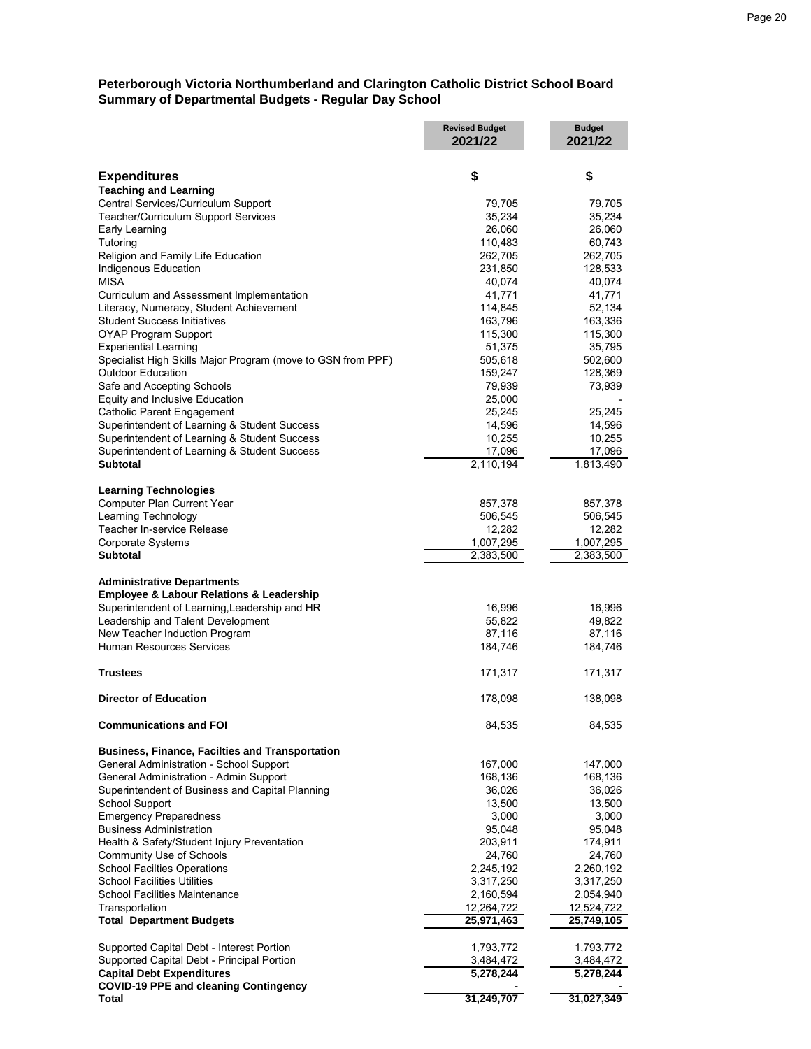**Peterborough Victoria Northumberland and Clarington Catholic District School Board**
**Summary of Departmental Budgets - Regular Day School**

| | Revised Budget 2021/22 | Budget 2021/22 |
|---|---|---|
| **Expenditures** | **$** | **$** |
| **Teaching and Learning** | | |
| Central Services/Curriculum Support | 79,705 | 79,705 |
| Teacher/Curriculum Support Services | 35,234 | 35,234 |
| Early Learning | 26,060 | 26,060 |
| Tutoring | 110,483 | 60,743 |
| Religion and Family Life Education | 262,705 | 262,705 |
| Indigenous Education | 231,850 | 128,533 |
| MISA | 40,074 | 40,074 |
| Curriculum and Assessment Implementation | 41,771 | 41,771 |
| Literacy, Numeracy, Student Achievement | 114,845 | 52,134 |
| Student Success Initiatives | 163,796 | 163,336 |
| OYAP Program Support | 115,300 | 115,300 |
| Experiential Learning | 51,375 | 35,795 |
| Specialist High Skills Major Program (move to GSN from PPF) | 505,618 | 502,600 |
| Outdoor Education | 159,247 | 128,369 |
| Safe and Accepting Schools | 79,939 | 73,939 |
| Equity and Inclusive Education | 25,000 | - |
| Catholic Parent Engagement | 25,245 | 25,245 |
| Superintendent of Learning & Student Success | 14,596 | 14,596 |
| Superintendent of Learning & Student Success | 10,255 | 10,255 |
| Superintendent of Learning & Student Success | 17,096 | 17,096 |
| **Subtotal** | 2,110,194 | 1,813,490 |
| | | |
| **Learning Technologies** | | |
| Computer Plan Current Year | 857,378 | 857,378 |
| Learning Technology | 506,545 | 506,545 |
| Teacher In-service Release | 12,282 | 12,282 |
| Corporate Systems | 1,007,295 | 1,007,295 |
| **Subtotal** | 2,383,500 | 2,383,500 |
| | | |
| **Administrative Departments** | | |
| **Employee & Labour Relations & Leadership** | | |
| Superintendent of Learning,Leadership and HR | 16,996 | 16,996 |
| Leadership and Talent Development | 55,822 | 49,822 |
| New Teacher Induction Program | 87,116 | 87,116 |
| Human Resources Services | 184,746 | 184,746 |
| | | |
| **Trustees** | 171,317 | 171,317 |
| | | |
| **Director of Education** | 178,098 | 138,098 |
| | | |
| **Communications and FOI** | 84,535 | 84,535 |
| | | |
| **Business, Finance, Facilties and Transportation** | | |
| General Administration - School Support | 167,000 | 147,000 |
| General Administration - Admin Support | 168,136 | 168,136 |
| Superintendent of Business and Capital Planning | 36,026 | 36,026 |
| School Support | 13,500 | 13,500 |
| Emergency Preparedness | 3,000 | 3,000 |
| Business Administration | 95,048 | 95,048 |
| Health & Safety/Student Injury Prevention | 203,911 | 174,911 |
| Community Use of Schools | 24,760 | 24,760 |
| School Facilties Operations | 2,245,192 | 2,260,192 |
| School Facilities Utilities | 3,317,250 | 3,317,250 |
| School Facilities Maintenance | 2,160,594 | 2,054,940 |
| Transportation | 12,264,722 | 12,524,722 |
| **Total Department Budgets** | **25,971,463** | **25,749,105** |
| | | |
| Supported Capital Debt - Interest Portion | 1,793,772 | 1,793,772 |
| Supported Capital Debt - Principal Portion | 3,484,472 | 3,484,472 |
| **Capital Debt Expenditures** | **5,278,244** | **5,278,244** |
| **COVID-19 PPE and cleaning Contingency** | **-** | **-** |
| **Total** | **31,249,707** | **31,027,349** |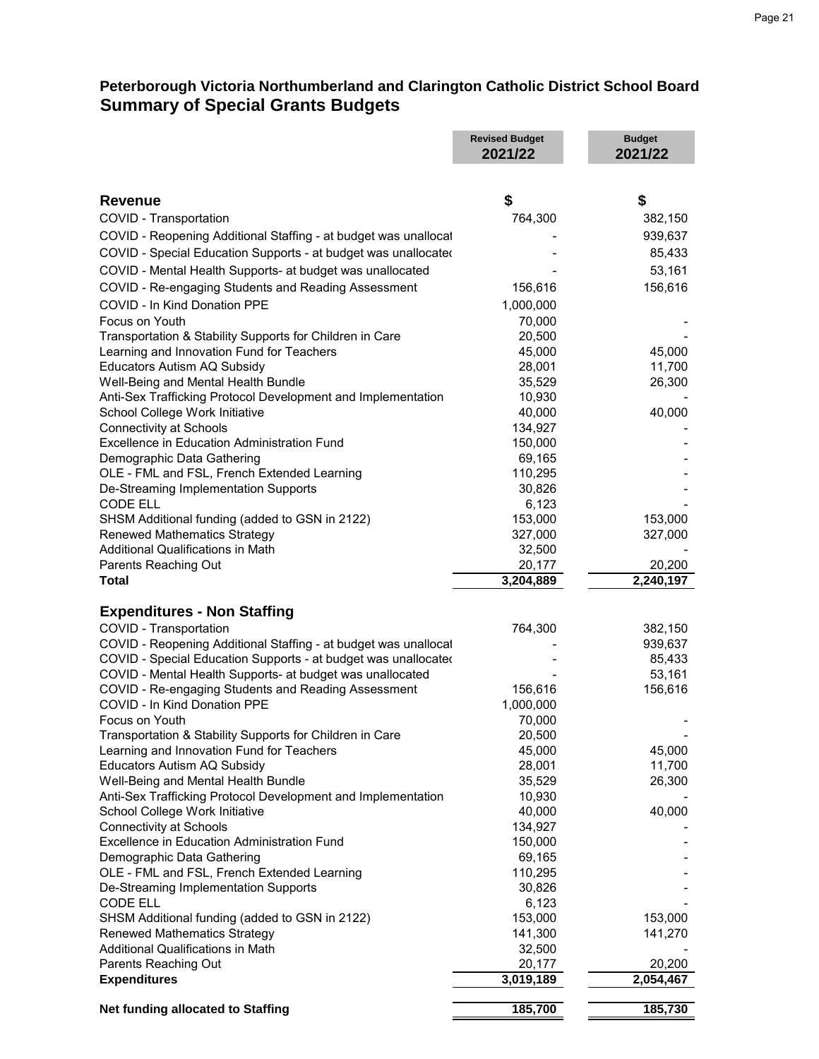## Peterborough Victoria Northumberland and Clarington Catholic District School Board

# Summary of Special Grants Budgets

| | Revised Budget 2021/22 | Budget 2021/22 |
|---|---|---|
| **Revenue** | **$** | **$** |
| COVID - Transportation | 764,300 | 382,150 |
| COVID - Reopening Additional Staffing - at budget was unallocat | - | 939,637 |
| COVID - Special Education Supports - at budget was unallocatec | - | 85,433 |
| COVID - Mental Health Supports- at budget was unallocated | - | 53,161 |
| COVID - Re-engaging Students and Reading Assessment | 156,616 | 156,616 |
| COVID - In Kind Donation PPE | 1,000,000 | |
| Focus on Youth | 70,000 | - |
| Transportation & Stability Supports for Children in Care | 20,500 | - |
| Learning and Innovation Fund for Teachers | 45,000 | 45,000 |
| Educators Autism AQ Subsidy | 28,001 | 11,700 |
| Well-Being and Mental Health Bundle | 35,529 | 26,300 |
| Anti-Sex Trafficking Protocol Development and Implementation | 10,930 | - |
| School College Work Initiative | 40,000 | 40,000 |
| Connectivity at Schools | 134,927 | - |
| Excellence in Education Administration Fund | 150,000 | - |
| Demographic Data Gathering | 69,165 | - |
| OLE - FML and FSL, French Extended Learning | 110,295 | - |
| De-Streaming Implementation Supports | 30,826 | - |
| CODE ELL | 6,123 | - |
| SHSM Additional funding (added to GSN in 2122) | 153,000 | 153,000 |
| Renewed Mathematics Strategy | 327,000 | 327,000 |
| Additional Qualifications in Math | 32,500 | - |
| Parents Reaching Out | 20,177 | 20,200 |
| **Total** | **3,204,889** | **2,240,197** |
| | | |
| **Expenditures - Non Staffing** | | |
| COVID - Transportation | 764,300 | 382,150 |
| COVID - Reopening Additional Staffing - at budget was unallocat | - | 939,637 |
| COVID - Special Education Supports - at budget was unallocatec | - | 85,433 |
| COVID - Mental Health Supports- at budget was unallocated | - | 53,161 |
| COVID - Re-engaging Students and Reading Assessment | 156,616 | 156,616 |
| COVID - In Kind Donation PPE | 1,000,000 | |
| Focus on Youth | 70,000 | - |
| Transportation & Stability Supports for Children in Care | 20,500 | - |
| Learning and Innovation Fund for Teachers | 45,000 | 45,000 |
| Educators Autism AQ Subsidy | 28,001 | 11,700 |
| Well-Being and Mental Health Bundle | 35,529 | 26,300 |
| Anti-Sex Trafficking Protocol Development and Implementation | 10,930 | - |
| School College Work Initiative | 40,000 | 40,000 |
| Connectivity at Schools | 134,927 | - |
| Excellence in Education Administration Fund | 150,000 | - |
| Demographic Data Gathering | 69,165 | - |
| OLE - FML and FSL, French Extended Learning | 110,295 | - |
| De-Streaming Implementation Supports | 30,826 | - |
| CODE ELL | 6,123 | - |
| SHSM Additional funding (added to GSN in 2122) | 153,000 | 153,000 |
| Renewed Mathematics Strategy | 141,300 | 141,270 |
| Additional Qualifications in Math | 32,500 | - |
| Parents Reaching Out | 20,177 | 20,200 |
| **Expenditures** | **3,019,189** | **2,054,467** |
| | | |
| **Net funding allocated to Staffing** | **185,700** | **185,730** |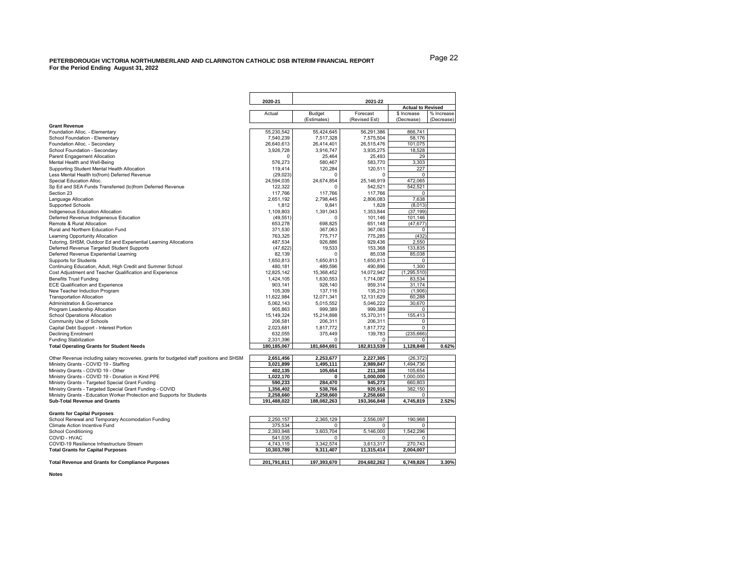**PETERBOROUGH VICTORIA NORTHUMBERLAND AND CLARINGTON CATHOLIC DSB INTERIM FINANCIAL REPORT**
**For the Period Ending August 31, 2022**

| | 2020-21 | 2021-22 | | | |
|---|---|---|---|---|---|
| | | | | Actual to Revised | |
| | Actual | Budget (Estimates) | Forecast (Revised Est) | $ Increase (Decrease) | % Increase (Decrease) |
| **Grant Revenue** | | | | | |
| Foundation Alloc. - Elementary | 55,230,542 | 55,424,645 | 56,291,386 | 866,741 | |
| School Foundation - Elementary | 7,540,239 | 7,517,328 | 7,575,504 | 58,176 | |
| Foundation Alloc. - Secondary | 26,640,613 | 26,414,401 | 26,515,476 | 101,075 | |
| School Foundation - Secondary | 3,926,728 | 3,916,747 | 3,935,275 | 18,528 | |
| Parent Engagement Allocation | 0 | 25,464 | 25,493 | 29 | |
| Mental Health and Well-Being | 576,273 | 580,467 | 583,770 | 3,303 | |
| Supporting Student Mental Health Allocation | 119,414 | 120,284 | 120,511 | 227 | |
| Less Mental Health to(from) Deferred Revenue | (29,023) | 0 | 0 | 0 | |
| Special Education Alloc. | 24,594,035 | 24,674,854 | 25,146,919 | 472,065 | |
| Sp Ed and SEA Funds Transferred (to)from Deferred Revenue | 122,322 | 0 | 542,521 | 542,521 | |
| Section 23 | 117,766 | 117,766 | 117,766 | 0 | |
| Language Allocation | 2,651,192 | 2,798,445 | 2,806,083 | 7,638 | |
| Supported Schools | 1,812 | 9,841 | 1,828 | (8,013) | |
| Indigeneous Education Allocation | 1,109,803 | 1,391,043 | 1,353,844 | (37,199) | |
| Deferred Revenue Indigeneous Education | (49,551) | 0 | 101,146 | 101,146 | |
| Remote & Rural Allocation | 653,278 | 698,825 | 651,148 | (47,677) | |
| Rural and Northern Education Fund | 371,530 | 367,063 | 367,063 | 0 | |
| Learning Opportunity Allocation | 763,325 | 775,717 | 775,285 | (432) | |
| Tutoring, SHSM, Outdoor Ed and Experiential Learning Allocations | 487,534 | 926,886 | 929,436 | 2,550 | |
| Deferred Revenue Targeted Student Supports | (47,622) | 19,533 | 153,368 | 133,835 | |
| Deferred Revenue Experiential Learning | 82,139 | 0 | 85,038 | 85,038 | |
| Supports for Students | 1,650,813 | 1,650,813 | 1,650,813 | 0 | |
| Continuing Education, Adult, High Credit and Summer School | 480,181 | 489,596 | 490,896 | 1,300 | |
| Cost Adjustment and Teacher Qualification and Experience | 12,825,142 | 15,368,452 | 14,072,942 | (1,295,510) | |
| Benefits Trust Funding | 1,424,105 | 1,630,553 | 1,714,087 | 83,534 | |
| ECE Qualification and Experience | 903,141 | 928,140 | 959,314 | 31,174 | |
| New Teacher Induction Program | 105,309 | 137,116 | 135,210 | (1,906) | |
| Transportation Allocation | 11,622,984 | 12,071,341 | 12,131,629 | 60,288 | |
| Administration & Governance | 5,062,143 | 5,015,552 | 5,046,222 | 30,670 | |
| Program Leadership Allocation | 905,863 | 999,389 | 999,389 | 0 | |
| School Operations Allocation | 15,149,324 | 15,214,898 | 15,370,311 | 155,413 | |
| Community Use of Schools | 206,581 | 206,311 | 206,311 | 0 | |
| Capital Debt Support - Interest Portion | 2,023,681 | 1,817,772 | 1,817,772 | 0 | |
| Declining Enrolment | 632,055 | 375,449 | 139,783 | (235,666) | |
| Funding Stabilization | 2,331,396 | 0 | 0 | 0 | |
| **Total Operating Grants for Student Needs** | **180,185,067** | **181,684,691** | **182,813,539** | **1,128,848** | **0.62%** |
| | | | | | |
| Other Revenue including salary recoveries, grants for budgeted staff positions and SHSM | **2,651,456** | **2,253,677** | **2,227,305** | (26,372) | |
| Ministry Grants - COVID 19 - Staffing | **3,021,899** | **1,495,111** | **2,989,847** | 1,494,736 | |
| Ministry Grants - COVID 19 - Other | **402,135** | **105,654** | **211,308** | 105,654 | |
| Ministry Grants - COVID 19 - Donation in Kind PPE | **1,022,170** | **0** | **1,000,000** | 1,000,000 | |
| Ministry Grants - Targeted Special Grant Funding | **590,233** | **284,470** | **945,273** | 660,803 | |
| Ministry Grants - Targeted Special Grant Funding - COVID | **1,356,402** | **538,766** | **920,916** | 382,150 | |
| Ministry Grants - Education Worker Protection and Supports for Students | **2,258,660** | **2,258,660** | **2,258,660** | 0 | |
| **Sub-Total Revenue and Grants** | **191,488,022** | **188,082,263** | **193,366,848** | **4,745,819** | **2.52%** |
| | | | | | |
| **Grants for Capital Purposes** | | | | | |
| School Renewal and Temporary Accomodation Funding | 2,250,157 | 2,365,129 | 2,556,097 | 190,968 | |
| Climate Action Incentive Fund | 375,534 | 0 | 0 | 0 | |
| School Conditioning | 2,393,948 | 3,603,704 | 5,146,000 | 1,542,296 | |
| COVID - HVAC | 541,035 | 0 | 0 | 0 | |
| COVID-19 Resilience Infrastructure Stream | 4,743,115 | 3,342,574 | 3,613,317 | 270,743 | |
| **Total Grants for Capital Purposes** | **10,303,789** | **9,311,407** | **11,315,414** | **2,004,007** | |
| | | | | | |
| **Total Revenue and Grants for Compliance Purposes** | **201,791,811** | **197,393,670** | **204,682,262** | **6,749,826** | **3.30%** |

**Notes**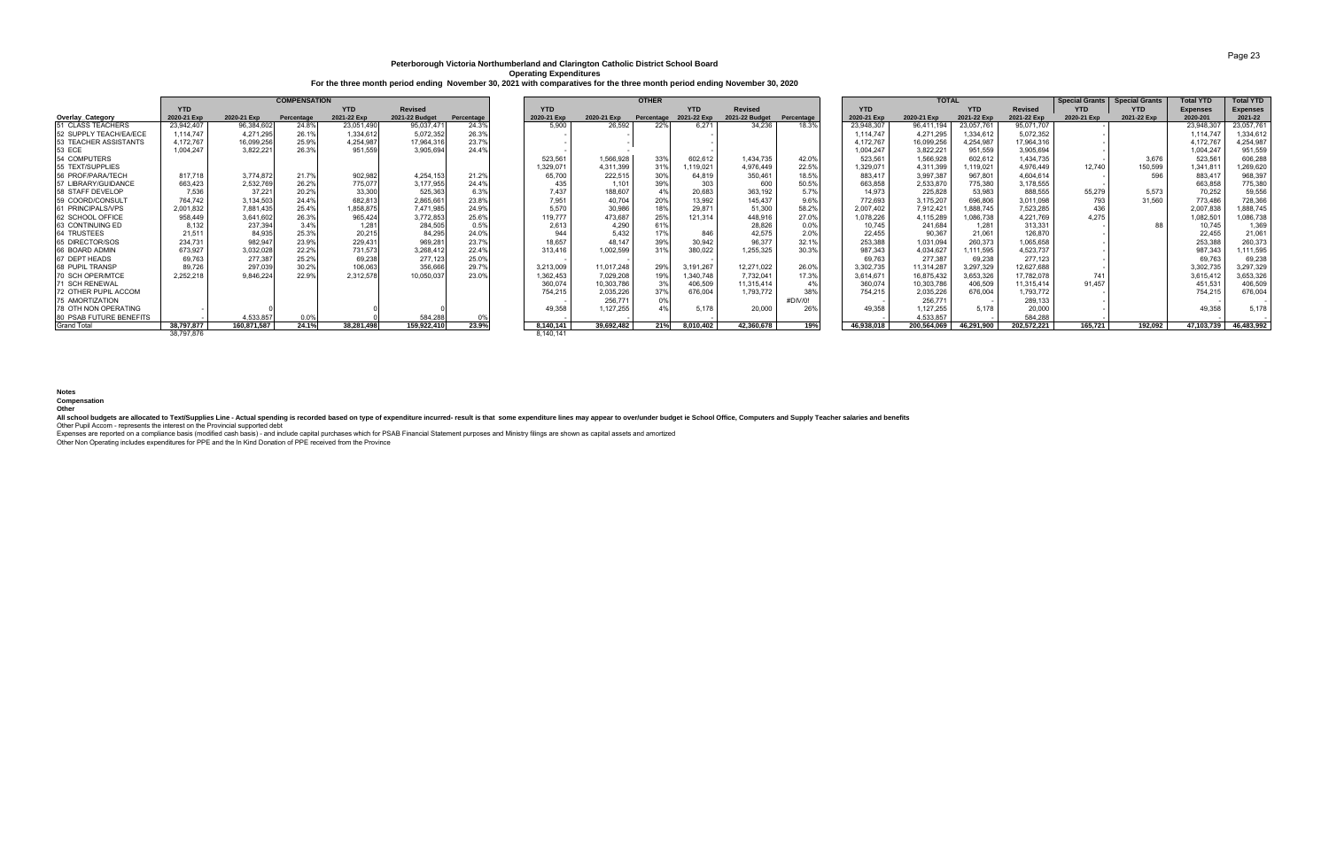**Peterborough Victoria Northumberland and Clarington Catholic District School Board**
**Operating Expenditures**
**For the three month period ending November 30, 2021 with comparatives for the three month period ending November 30, 2020**

| | COMPENSATION | | | | | | OTHER | | | | | | TOTAL | | | | Special Grants | Special Grants | Total YTD | Total YTD |
|---|---|---|---|---|---|---|---|---|---|---|---|---|---|---|---|---|---|---|---|---|
| | YTD | | | YTD | Revised | | YTD | | | YTD | Revised | | YTD | | YTD | Revised | YTD | YTD | Expenses | Expenses |
| Overlay_Category | 2020-21 Exp | 2020-21 Exp | Percentage | 2021-22 Exp | 2021-22 Budget | Percentage | 2020-21 Exp | 2020-21 Exp | Percentage | 2021-22 Exp | 2021-22 Budget | Percentage | 2020-21 Exp | 2020-21 Exp | 2021-22 Exp | 2021-22 Exp | 2020-21 Exp | 2021-22 Exp | 2020-201 | 2021-22 |
| 51 CLASS TEACHERS | 23,942,407 | 96,384,602 | 24.8% | 23,051,490 | 95,037,471 | 24.3% | 5,900 | 26,592 | 22% | 6,271 | 34,236 | 18.3% | 23,948,307 | 96,411,194 | 23,057,761 | 95,071,707 | - | | 23,948,307 | 23,057,761 |
| 52 SUPPLY TEACH/EA/ECE | 1,114,747 | 4,271,295 | 26.1% | 1,334,612 | 5,072,352 | 26.3% | - | - | | - | | | 1,114,747 | 4,271,295 | 1,334,612 | 5,072,352 | - | | 1,114,747 | 1,334,612 |
| 53 TEACHER ASSISTANTS | 4,172,767 | 16,099,256 | 25.9% | 4,254,987 | 17,964,316 | 23.7% | - | - | | - | | | 4,172,767 | 16,099,256 | 4,254,987 | 17,964,316 | - | | 4,172,767 | 4,254,987 |
| 53 ECE | 1,004,247 | 3,822,221 | 26.3% | 951,559 | 3,905,694 | 24.4% | - | - | | - | | | 1,004,247 | 3,822,221 | 951,559 | 3,905,694 | - | | 1,004,247 | 951,559 |
| 54 COMPUTERS | | | | | | | 523,561 | 1,566,928 | 33% | 602,612 | 1,434,735 | 42.0% | 523,561 | 1,566,928 | 602,612 | 1,434,735 | - | 3,676 | 523,561 | 606,288 |
| 55 TEXT/SUPPLIES | | | | | | | 1,329,071 | 4,311,399 | 31% | 1,119,021 | 4,976,449 | 22.5% | 1,329,071 | 4,311,399 | 1,119,021 | 4,976,449 | 12,740 | 150,599 | 1,341,811 | 1,269,620 |
| 56 PROF/PARA/TECH | 817,718 | 3,774,872 | 21.7% | 902,982 | 4,254,153 | 21.2% | 65,700 | 222,515 | 30% | 64,819 | 350,461 | 18.5% | 883,417 | 3,997,387 | 967,801 | 4,604,614 | - | 596 | 883,417 | 968,397 |
| 57 LIBRARY/GUIDANCE | 663,423 | 2,532,769 | 26.2% | 775,077 | 3,177,955 | 24.4% | 435 | 1,101 | 39% | 303 | 600 | 50.5% | 663,858 | 2,533,870 | 775,380 | 3,178,555 | - | | 663,858 | 775,380 |
| 58 STAFF DEVELOP | 7,536 | 37,221 | 20.2% | 33,300 | 525,363 | 6.3% | 7,437 | 188,607 | 4% | 20,683 | 363,192 | 5.7% | 14,973 | 225,828 | 53,983 | 888,555 | 55,279 | 5,573 | 70,252 | 59,556 |
| 59 COORD/CONSULT | 764,742 | 3,134,503 | 24.4% | 682,813 | 2,865,661 | 23.8% | 7,951 | 40,704 | 20% | 13,992 | 145,437 | 9.6% | 772,693 | 3,175,207 | 696,806 | 3,011,098 | 793 | 31,560 | 773,486 | 728,366 |
| 61 PRINCIPALS/VPS | 2,001,832 | 7,881,435 | 25.4% | 1,858,875 | 7,471,985 | 24.9% | 5,570 | 30,986 | 18% | 29,871 | 51,300 | 58.2% | 2,007,402 | 7,912,421 | 1,888,745 | 7,523,285 | 436 | | 2,007,838 | 1,888,745 |
| 62 SCHOOL OFFICE | 958,449 | 3,641,602 | 26.3% | 965,424 | 3,772,853 | 25.6% | 119,777 | 473,687 | 25% | 121,314 | 448,916 | 27.0% | 1,078,226 | 4,115,289 | 1,086,738 | 4,221,769 | 4,275 | | 1,082,501 | 1,086,738 |
| 63 CONTINUING ED | 8,132 | 237,394 | 3.4% | 1,281 | 284,505 | 0.5% | 2,613 | 4,290 | 61% | | 28,826 | 0.0% | 10,745 | 241,684 | 1,281 | 313,331 | - | 88 | 10,745 | 1,369 |
| 64 TRUSTEES | 21,511 | 84,935 | 25.3% | 20,215 | 84,295 | 24.0% | 944 | 5,432 | 17% | 846 | 42,575 | 2.0% | 22,455 | 90,367 | 21,061 | 126,870 | - | | 22,455 | 21,061 |
| 65 DIRECTOR/SOS | 234,731 | 982,947 | 23.9% | 229,431 | 969,281 | 23.7% | 18,657 | 48,147 | 39% | 30,942 | 96,377 | 32.1% | 253,388 | 1,031,094 | 260,373 | 1,065,658 | - | | 253,388 | 260,373 |
| 66 BOARD ADMIN | 673,927 | 3,032,028 | 22.2% | 731,573 | 3,268,412 | 22.4% | 313,416 | 1,002,599 | 31% | 380,022 | 1,255,325 | 30.3% | 987,343 | 4,034,627 | 1,111,595 | 4,523,737 | - | | 987,343 | 1,111,595 |
| 67 DEPT HEADS | 69,763 | 277,387 | 25.2% | 69,238 | 277,123 | 25.0% | - | - | | - | | | 69,763 | 277,387 | 69,238 | 277,123 | - | | 69,763 | 69,238 |
| 68 PUPIL TRANSP | 89,726 | 297,039 | 30.2% | 106,063 | 356,666 | 29.7% | 3,213,009 | 11,017,248 | 29% | 3,191,267 | 12,271,022 | 26.0% | 3,302,735 | 11,314,287 | 3,297,329 | 12,627,688 | - | | 3,302,735 | 3,297,329 |
| 70 SCH OPER/MTCE | 2,252,218 | 9,846,224 | 22.9% | 2,312,578 | 10,050,037 | 23.0% | 1,362,453 | 7,029,208 | 19% | 1,340,748 | 7,732,041 | 17.3% | 3,614,671 | 16,875,432 | 3,653,326 | 17,782,078 | 741 | | 3,615,412 | 3,653,326 |
| 71 SCH RENEWAL | | | | | | | 360,074 | 10,303,786 | 3% | 406,509 | 11,315,414 | 4% | 360,074 | 10,303,786 | 406,509 | 11,315,414 | 91,457 | | 451,531 | 406,509 |
| 72 OTHER PUPIL ACCOM | | | | | | | 754,215 | 2,035,226 | 37% | 676,004 | 1,793,772 | 38% | 754,215 | 2,035,226 | 676,004 | 1,793,772 | - | | 754,215 | 676,004 |
| 75 AMORTIZATION | | | | | | | - | 256,771 | 0% | | | #DIV/0! | - | 256,771 | - | 289,133 | - | | - | - |
| 78 OTH NON OPERATING | - | 0 | | 0 | 0 | | 49,358 | 1,127,255 | 4% | 5,178 | 20,000 | 26% | 49,358 | 1,127,255 | 5,178 | 20,000 | - | | 49,358 | 5,178 |
| 80 PSAB FUTURE BENEFITS | - | 4,533,857 | 0.0% | | 584,288 | 0% | - | - | | - | | | - | 4,533,857 | - | 584,288 | - | | - | - |
| Grand Total | 38,797,877 | 160,871,587 | 24.1% | 38,281,498 | 159,922,410 | 23.9% | 8,140,141 | 39,692,482 | 21% | 8,010,402 | 42,360,678 | 19% | 46,938,018 | 200,564,069 | 46,291,900 | 202,572,221 | 165,721 | 192,092 | 47,103,739 | 46,483,992 |
| | 38,797,876 | | | | | | 8,140,141 | | | | | | | | | | | | | |

**Notes**
**Compensation**
**Other**
**All school budgets are allocated to Text/Supplies Line - Actual spending is recorded based on type of expenditure incurred- result is that some expenditure lines may appear to over/under budget ie School Office, Computers and Supply Teacher salaries and benefits**
Other Pupil Accom - represents the interest on the Provincial supported debt
Expenses are reported on a compliance basis (modified cash basis) - and include capital purchases which for PSAB Financial Statement purposes and Ministry filings are shown as capital assets and amortized
Other Non Operating includes expenditures for PPE and the In Kind Donation of PPE received from the Province